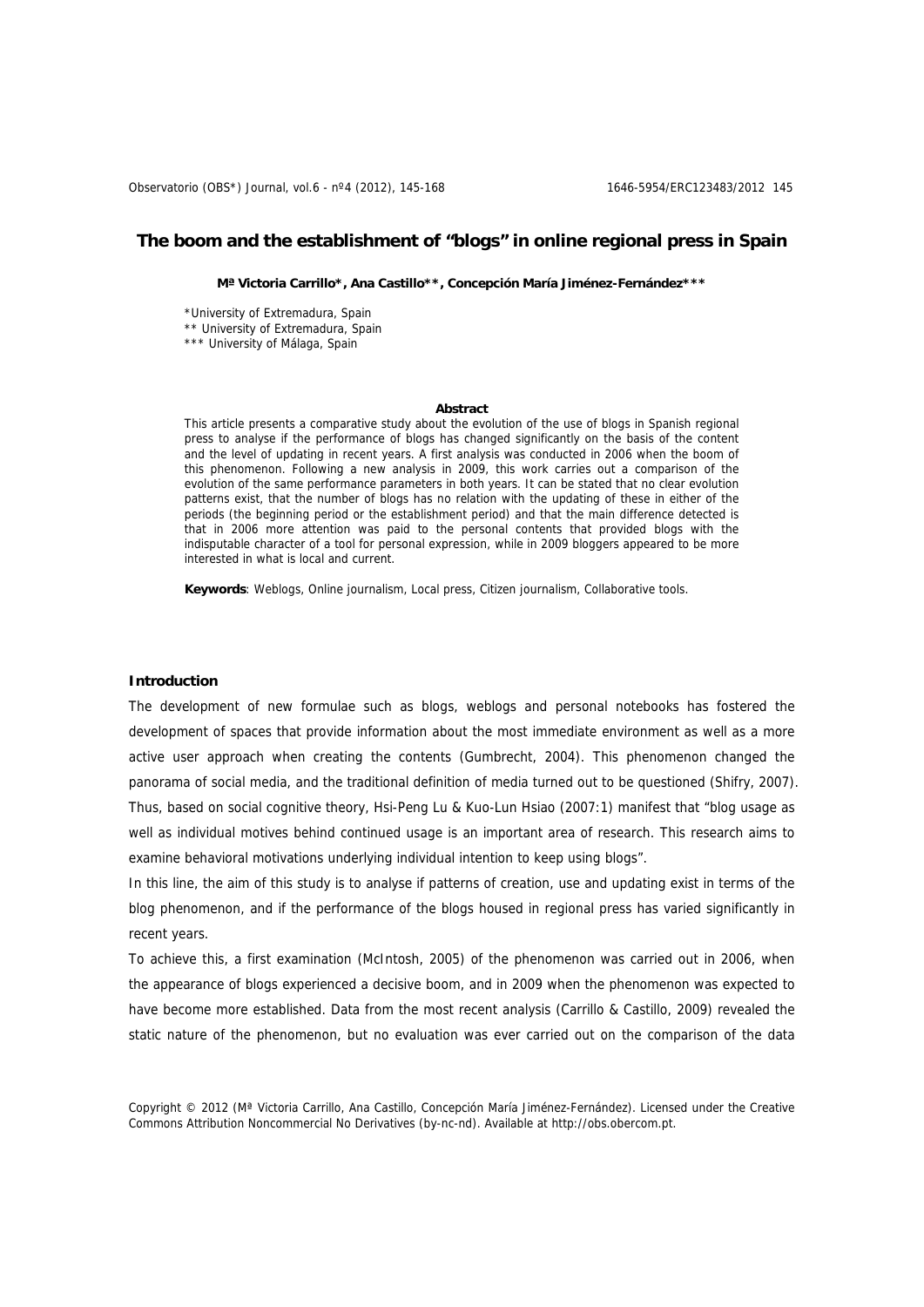# The boom and the establishment of "blogs" in online regional press in Spain

**Mª Victoria Carrillo*, Ana Castillo**, Concepción María Jiménez-Fernández*****

*University of Extremadura, Spain
** University of Extremadura, Spain
*** University of Málaga, Spain

**Abstract**

This article presents a comparative study about the evolution of the use of blogs in Spanish regional press to analyse if the performance of blogs has changed significantly on the basis of the content and the level of updating in recent years. A first analysis was conducted in 2006 when the boom of this phenomenon. Following a new analysis in 2009, this work carries out a comparison of the evolution of the same performance parameters in both years. It can be stated that no clear evolution patterns exist, that the number of blogs has no relation with the updating of these in either of the periods (the beginning period or the establishment period) and that the main difference detected is that in 2006 more attention was paid to the personal contents that provided blogs with the indisputable character of a tool for personal expression, while in 2009 bloggers appeared to be more interested in what is local and current.

**Keywords**: Weblogs, Online journalism, Local press, Citizen journalism, Collaborative tools.

## Introduction

The development of new formulae such as blogs, weblogs and personal notebooks has fostered the development of spaces that provide information about the most immediate environment as well as a more active user approach when creating the contents (Gumbrecht, 2004). This phenomenon changed the panorama of social media, and the traditional definition of media turned out to be questioned (Shifry, 2007). Thus, based on social cognitive theory, Hsi-Peng Lu & Kuo-Lun Hsiao (2007:1) manifest that "blog usage as well as individual motives behind continued usage is an important area of research. This research aims to examine behavioral motivations underlying individual intention to keep using blogs".

In this line, the aim of this study is to analyse if patterns of creation, use and updating exist in terms of the blog phenomenon, and if the performance of the blogs housed in regional press has varied significantly in recent years.

To achieve this, a first examination (McIntosh, 2005) of the phenomenon was carried out in 2006, when the appearance of blogs experienced a decisive boom, and in 2009 when the phenomenon was expected to have become more established. Data from the most recent analysis (Carrillo & Castillo, 2009) revealed the static nature of the phenomenon, but no evaluation was ever carried out on the comparison of the data

Copyright © 2012 (Mª Victoria Carrillo, Ana Castillo, Concepción María Jiménez-Fernández). Licensed under the Creative Commons Attribution Noncommercial No Derivatives (by-nc-nd). Available at http://obs.obercom.pt.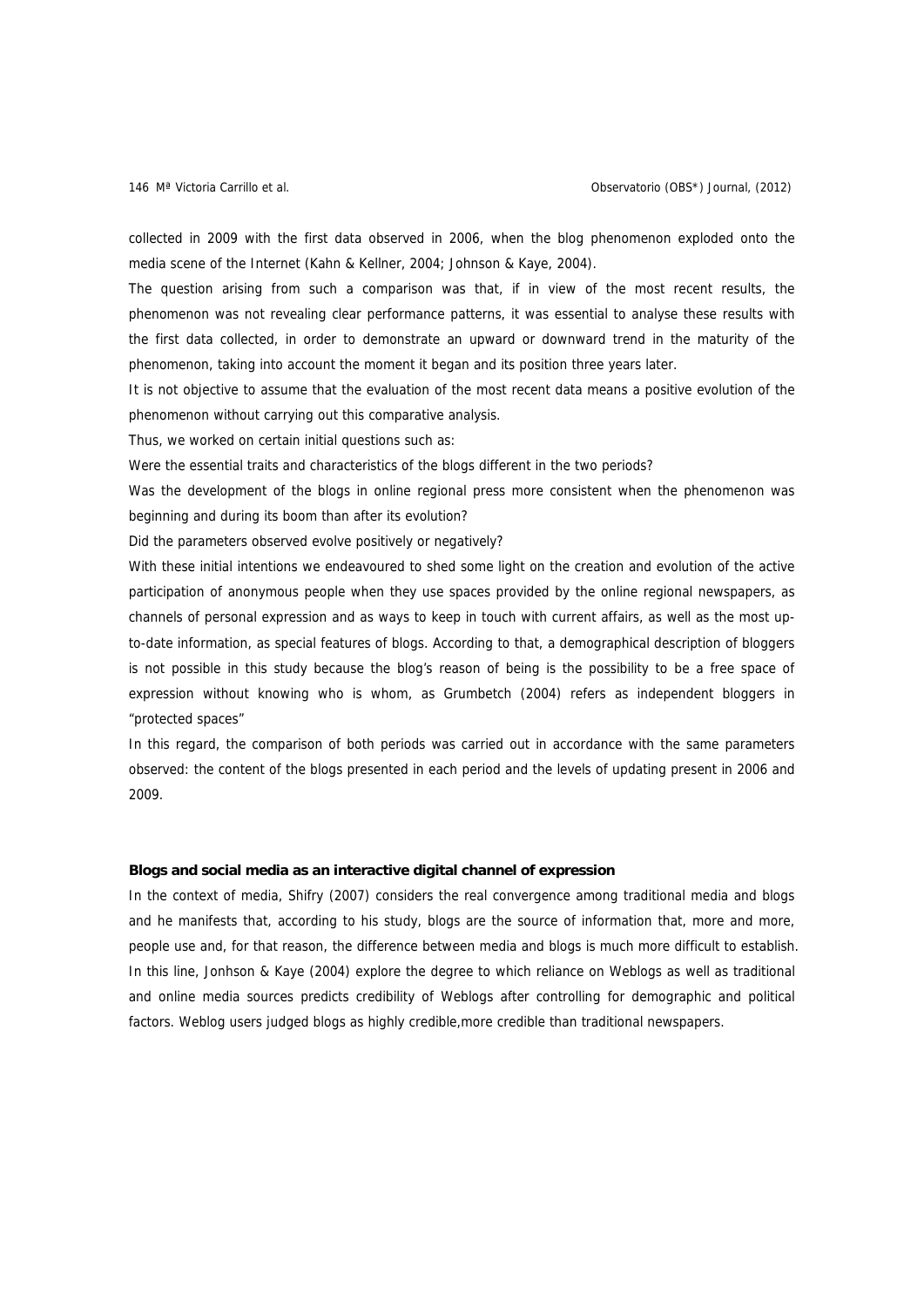collected in 2009 with the first data observed in 2006, when the blog phenomenon exploded onto the media scene of the Internet (Kahn & Kellner, 2004; Johnson & Kaye, 2004).

The question arising from such a comparison was that, if in view of the most recent results, the phenomenon was not revealing clear performance patterns, it was essential to analyse these results with the first data collected, in order to demonstrate an upward or downward trend in the maturity of the phenomenon, taking into account the moment it began and its position three years later.

It is not objective to assume that the evaluation of the most recent data means a positive evolution of the phenomenon without carrying out this comparative analysis.

Thus, we worked on certain initial questions such as:

Were the essential traits and characteristics of the blogs different in the two periods?

Was the development of the blogs in online regional press more consistent when the phenomenon was beginning and during its boom than after its evolution?

Did the parameters observed evolve positively or negatively?

With these initial intentions we endeavoured to shed some light on the creation and evolution of the active participation of anonymous people when they use spaces provided by the online regional newspapers, as channels of personal expression and as ways to keep in touch with current affairs, as well as the most up-to-date information, as special features of blogs. According to that, a demographical description of bloggers is not possible in this study because the blog's reason of being is the possibility to be a free space of expression without knowing who is whom, as Grumbetch (2004) refers as independent bloggers in "protected spaces"

In this regard, the comparison of both periods was carried out in accordance with the same parameters observed: the content of the blogs presented in each period and the levels of updating present in 2006 and 2009.

**Blogs and social media as an interactive digital channel of expression**

In the context of media, Shifry (2007) considers the real convergence among traditional media and blogs and he manifests that, according to his study, blogs are the source of information that, more and more, people use and, for that reason, the difference between media and blogs is much more difficult to establish. In this line, Jonhson & Kaye (2004) explore the degree to which reliance on Weblogs as well as traditional and online media sources predicts credibility of Weblogs after controlling for demographic and political factors. Weblog users judged blogs as highly credible,more credible than traditional newspapers.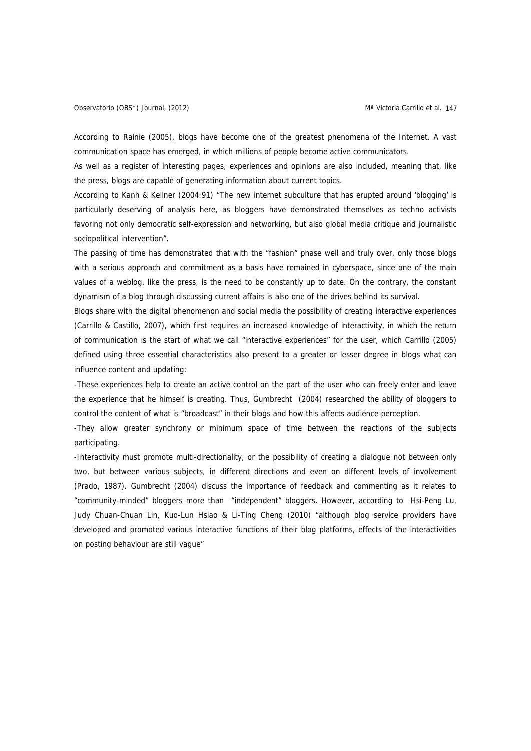According to Rainie (2005), blogs have become one of the greatest phenomena of the Internet. A vast communication space has emerged, in which millions of people become active communicators.

As well as a register of interesting pages, experiences and opinions are also included, meaning that, like the press, blogs are capable of generating information about current topics.

According to Kanh & Kellner (2004:91) "The new internet subculture that has erupted around 'blogging' is particularly deserving of analysis here, as bloggers have demonstrated themselves as techno activists favoring not only democratic self-expression and networking, but also global media critique and journalistic sociopolitical intervention".

The passing of time has demonstrated that with the "fashion" phase well and truly over, only those blogs with a serious approach and commitment as a basis have remained in cyberspace, since one of the main values of a weblog, like the press, is the need to be constantly up to date. On the contrary, the constant dynamism of a blog through discussing current affairs is also one of the drives behind its survival.

Blogs share with the digital phenomenon and social media the possibility of creating interactive experiences (Carrillo & Castillo, 2007), which first requires an increased knowledge of interactivity, in which the return of communication is the start of what we call "interactive experiences" for the user, which Carrillo (2005) defined using three essential characteristics also present to a greater or lesser degree in blogs what can influence content and updating:

-These experiences help to create an active control on the part of the user who can freely enter and leave the experience that he himself is creating. Thus, Gumbrecht (2004) researched the ability of bloggers to control the content of what is "broadcast" in their blogs and how this affects audience perception.

-They allow greater synchrony or minimum space of time between the reactions of the subjects participating.

-Interactivity must promote multi-directionality, or the possibility of creating a dialogue not between only two, but between various subjects, in different directions and even on different levels of involvement (Prado, 1987). Gumbrecht (2004) discuss the importance of feedback and commenting as it relates to "community-minded" bloggers more than "independent" bloggers. However, according to Hsi-Peng Lu, Judy Chuan-Chuan Lin, Kuo-Lun Hsiao & Li-Ting Cheng (2010) "although blog service providers have developed and promoted various interactive functions of their blog platforms, effects of the interactivities on posting behaviour are still vague"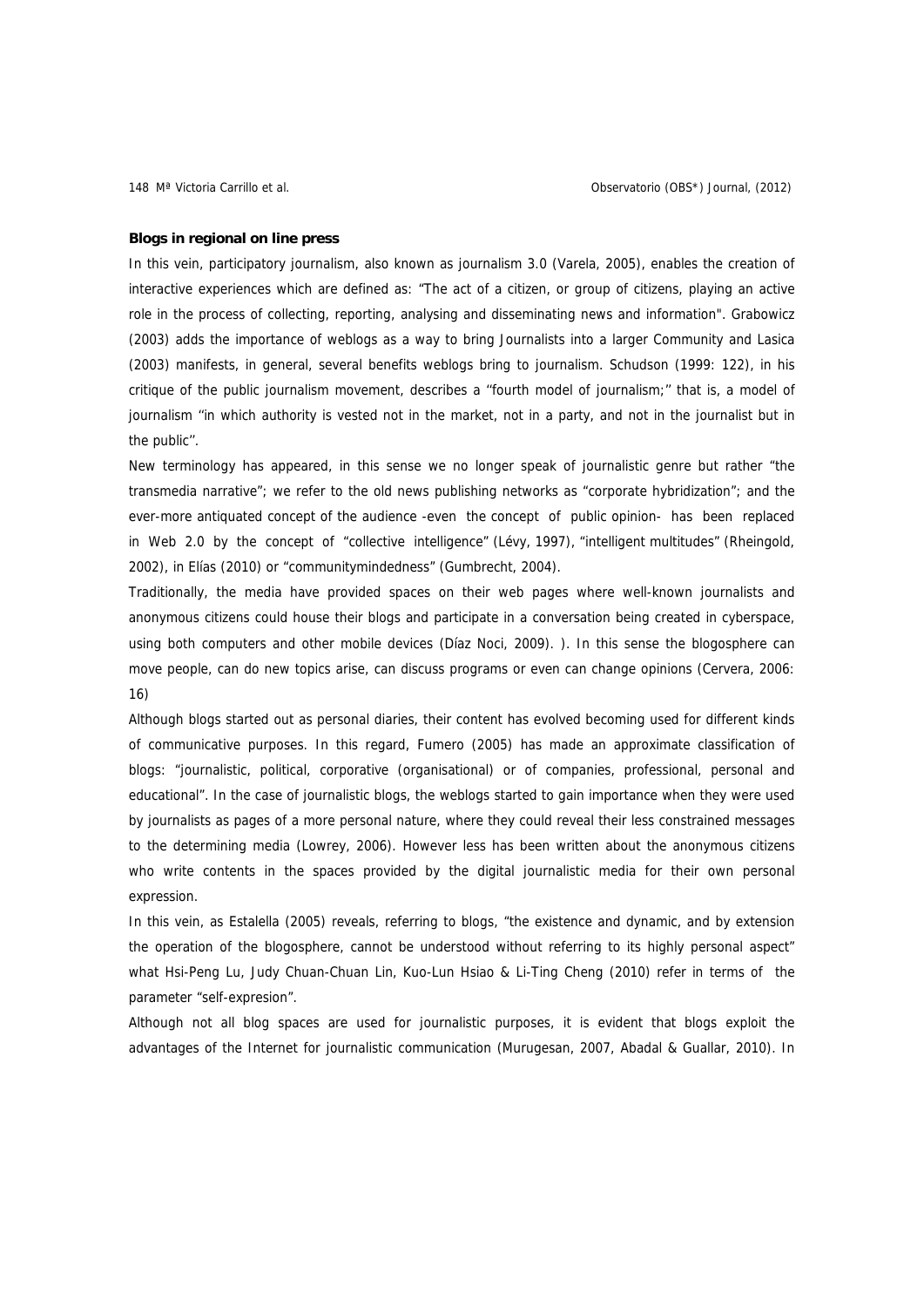**Blogs in regional on line press**

In this vein, participatory journalism, also known as journalism 3.0 (Varela, 2005), enables the creation of interactive experiences which are defined as: "The act of a citizen, or group of citizens, playing an active role in the process of collecting, reporting, analysing and disseminating news and information". Grabowicz (2003) adds the importance of weblogs as a way to bring Journalists into a larger Community and Lasica (2003) manifests, in general, several benefits weblogs bring to journalism. Schudson (1999: 122), in his critique of the public journalism movement, describes a ''fourth model of journalism;'' that is, a model of journalism ''in which authority is vested not in the market, not in a party, and not in the journalist but in the public''.

New terminology has appeared, in this sense we no longer speak of journalistic genre but rather "the transmedia narrative"; we refer to the old news publishing networks as "corporate hybridization"; and the ever-more antiquated concept of the audience -even the concept of public opinion- has been replaced in Web 2.0 by the concept of "collective intelligence" (Lévy, 1997), "intelligent multitudes" (Rheingold, 2002), in Elías (2010) or "communitymindedness" (Gumbrecht, 2004).

Traditionally, the media have provided spaces on their web pages where well-known journalists and anonymous citizens could house their blogs and participate in a conversation being created in cyberspace, using both computers and other mobile devices (Díaz Noci, 2009). ). In this sense the blogosphere can move people, can do new topics arise, can discuss programs or even can change opinions (Cervera, 2006: 16)

Although blogs started out as personal diaries, their content has evolved becoming used for different kinds of communicative purposes. In this regard, Fumero (2005) has made an approximate classification of blogs: "journalistic, political, corporative (organisational) or of companies, professional, personal and educational". In the case of journalistic blogs, the weblogs started to gain importance when they were used by journalists as pages of a more personal nature, where they could reveal their less constrained messages to the determining media (Lowrey, 2006). However less has been written about the anonymous citizens who write contents in the spaces provided by the digital journalistic media for their own personal expression.

In this vein, as Estalella (2005) reveals, referring to blogs, "the existence and dynamic, and by extension the operation of the blogosphere, cannot be understood without referring to its highly personal aspect" what Hsi-Peng Lu, Judy Chuan-Chuan Lin, Kuo-Lun Hsiao & Li-Ting Cheng (2010) refer in terms of the parameter "self-expresion".

Although not all blog spaces are used for journalistic purposes, it is evident that blogs exploit the advantages of the Internet for journalistic communication (Murugesan, 2007, Abadal & Guallar, 2010). In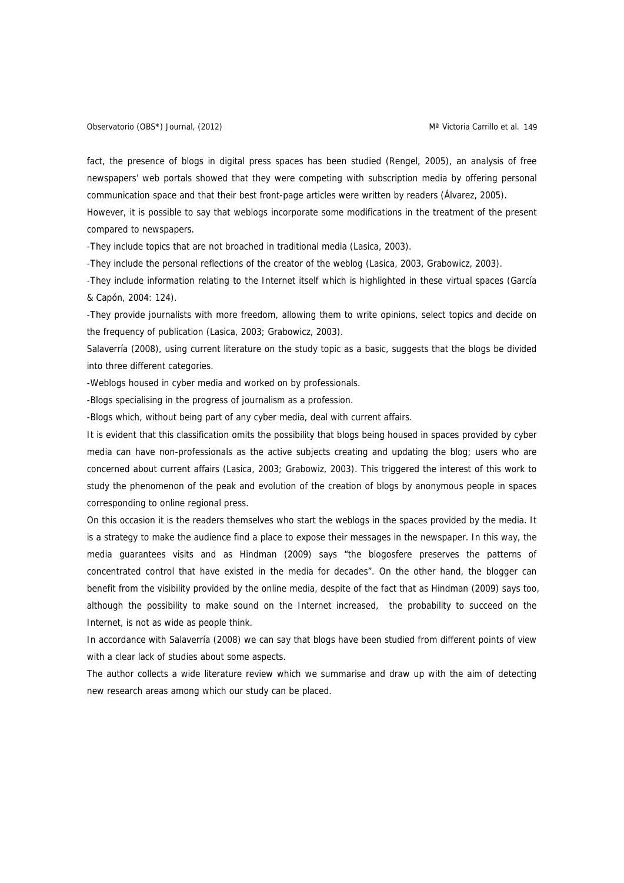fact, the presence of blogs in digital press spaces has been studied (Rengel, 2005), an analysis of free newspapers' web portals showed that they were competing with subscription media by offering personal communication space and that their best front-page articles were written by readers (Álvarez, 2005).

However, it is possible to say that weblogs incorporate some modifications in the treatment of the present compared to newspapers.

-They include topics that are not broached in traditional media (Lasica, 2003).

-They include the personal reflections of the creator of the weblog (Lasica, 2003, Grabowicz, 2003).

-They include information relating to the Internet itself which is highlighted in these virtual spaces (García & Capón, 2004: 124).

-They provide journalists with more freedom, allowing them to write opinions, select topics and decide on the frequency of publication (Lasica, 2003; Grabowicz, 2003).

Salaverría (2008), using current literature on the study topic as a basic, suggests that the blogs be divided into three different categories.

-Weblogs housed in cyber media and worked on by professionals.

-Blogs specialising in the progress of journalism as a profession.

-Blogs which, without being part of any cyber media, deal with current affairs.

It is evident that this classification omits the possibility that blogs being housed in spaces provided by cyber media can have non-professionals as the active subjects creating and updating the blog; users who are concerned about current affairs (Lasica, 2003; Grabowiz, 2003). This triggered the interest of this work to study the phenomenon of the peak and evolution of the creation of blogs by anonymous people in spaces corresponding to online regional press.

On this occasion it is the readers themselves who start the weblogs in the spaces provided by the media. It is a strategy to make the audience find a place to expose their messages in the newspaper. In this way, the media guarantees visits and as Hindman (2009) says "the blogosfere preserves the patterns of concentrated control that have existed in the media for decades". On the other hand, the blogger can benefit from the visibility provided by the online media, despite of the fact that as Hindman (2009) says too, although the possibility to make sound on the Internet increased, the probability to succeed on the Internet, is not as wide as people think.

In accordance with Salaverría (2008) we can say that blogs have been studied from different points of view with a clear lack of studies about some aspects.

The author collects a wide literature review which we summarise and draw up with the aim of detecting new research areas among which our study can be placed.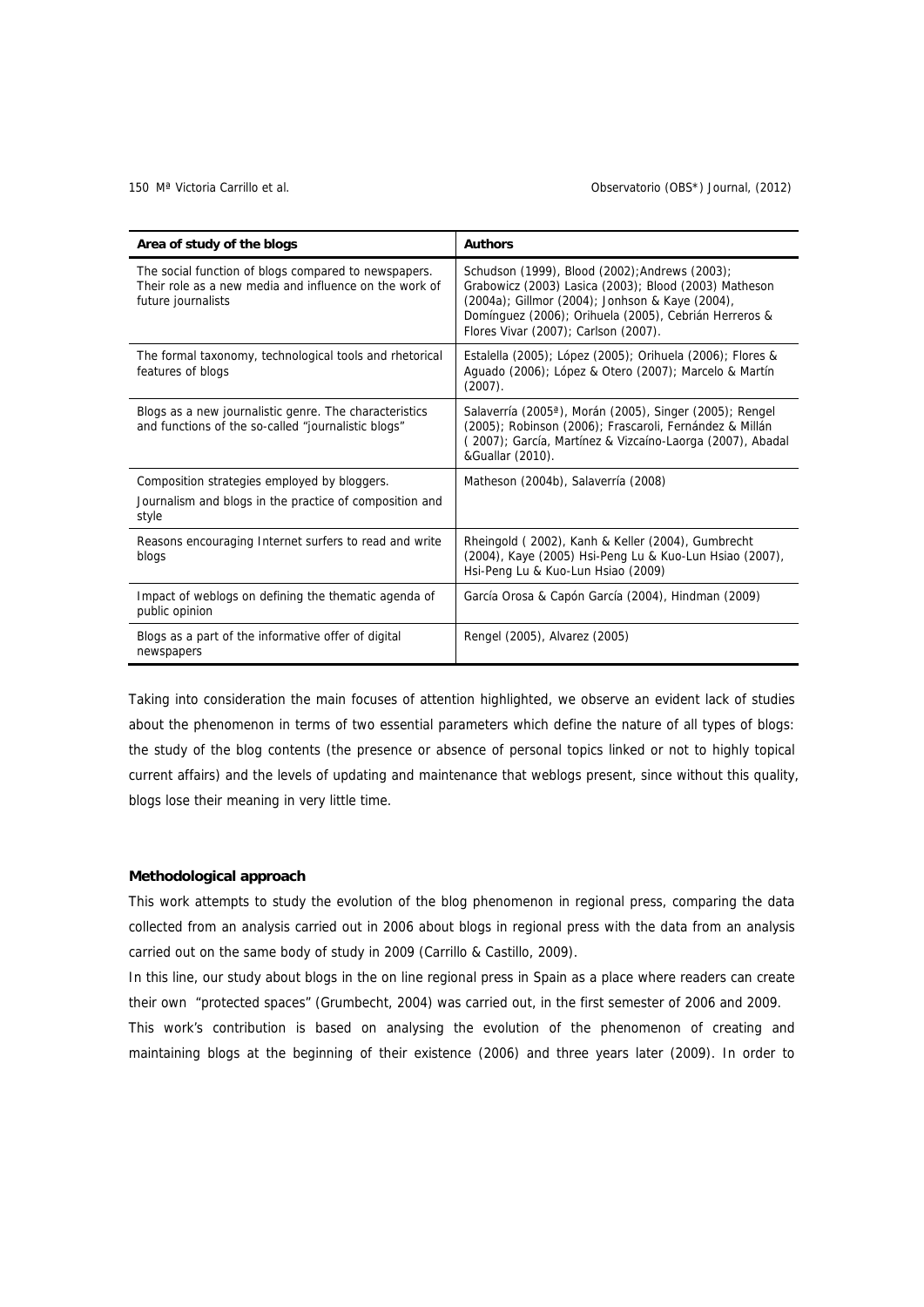| Area of study of the blogs | Authors |
|---|---|
| The social function of blogs compared to newspapers. Their role as a new media and influence on the work of future journalists | Schudson (1999), Blood (2002);Andrews (2003); Grabowicz (2003) Lasica (2003); Blood (2003) Matheson (2004a); Gillmor (2004); Jonhson & Kaye (2004), Domínguez (2006); Orihuela (2005), Cebrián Herreros & Flores Vivar (2007); Carlson (2007). |
| The formal taxonomy, technological tools and rhetorical features of blogs | Estalella (2005); López (2005); Orihuela (2006); Flores & Aguado (2006); López & Otero (2007); Marcelo & Martín (2007). |
| Blogs as a new journalistic genre. The characteristics and functions of the so-called "journalistic blogs" | Salaverría (2005ª), Morán (2005), Singer (2005); Rengel (2005); Robinson (2006); Frascaroli, Fernández & Millán ( 2007); García, Martínez & Vizcaíno-Laorga (2007), Abadal &Guallar (2010). |
| Composition strategies employed by bloggers.<br>Journalism and blogs in the practice of composition and style | Matheson (2004b), Salaverría (2008) |
| Reasons encouraging Internet surfers to read and write blogs | Rheingold ( 2002), Kanh & Keller (2004), Gumbrecht (2004), Kaye (2005) Hsi-Peng Lu & Kuo-Lun Hsiao (2007), Hsi-Peng Lu & Kuo-Lun Hsiao (2009) |
| Impact of weblogs on defining the thematic agenda of public opinion | García Orosa & Capón García (2004), Hindman (2009) |
| Blogs as a part of the informative offer of digital newspapers | Rengel (2005), Alvarez (2005) |

Taking into consideration the main focuses of attention highlighted, we observe an evident lack of studies about the phenomenon in terms of two essential parameters which define the nature of all types of blogs: the study of the blog contents (the presence or absence of personal topics linked or not to highly topical current affairs) and the levels of updating and maintenance that weblogs present, since without this quality, blogs lose their meaning in very little time.

**Methodological approach**

This work attempts to study the evolution of the blog phenomenon in regional press, comparing the data collected from an analysis carried out in 2006 about blogs in regional press with the data from an analysis carried out on the same body of study in 2009 (Carrillo & Castillo, 2009).

In this line, our study about blogs in the on line regional press in Spain as a place where readers can create their own "protected spaces" (Grumbecht, 2004) was carried out, in the first semester of 2006 and 2009.

This work's contribution is based on analysing the evolution of the phenomenon of creating and maintaining blogs at the beginning of their existence (2006) and three years later (2009). In order to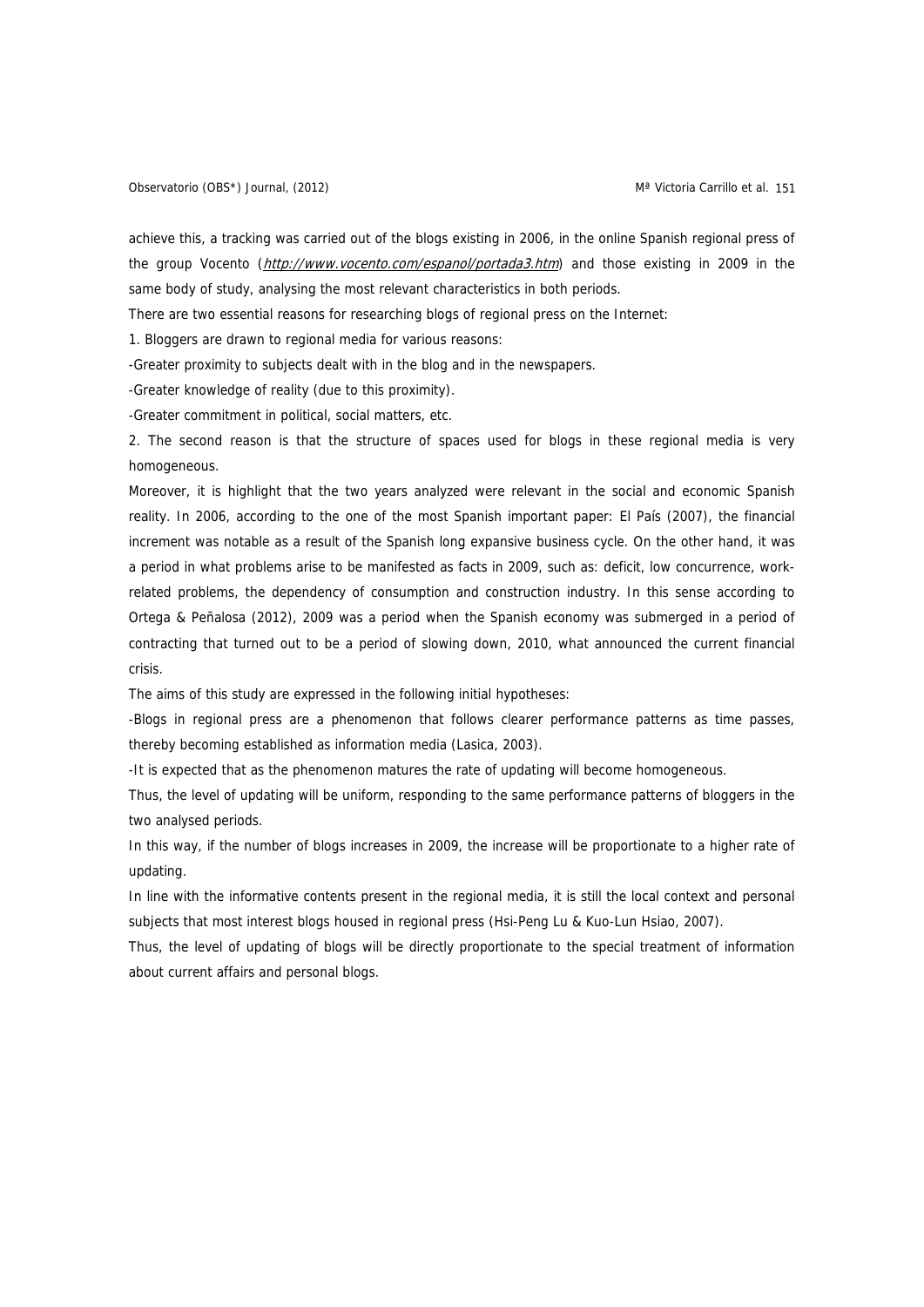achieve this, a tracking was carried out of the blogs existing in 2006, in the online Spanish regional press of the group Vocento (*http://www.vocento.com/espanol/portada3.htm*) and those existing in 2009 in the same body of study, analysing the most relevant characteristics in both periods.

There are two essential reasons for researching blogs of regional press on the Internet:

1. Bloggers are drawn to regional media for various reasons:

-Greater proximity to subjects dealt with in the blog and in the newspapers.

-Greater knowledge of reality (due to this proximity).

-Greater commitment in political, social matters, etc.

2. The second reason is that the structure of spaces used for blogs in these regional media is very homogeneous.

Moreover, it is highlight that the two years analyzed were relevant in the social and economic Spanish reality. In 2006, according to the one of the most Spanish important paper: El País (2007), the financial increment was notable as a result of the Spanish long expansive business cycle. On the other hand, it was a period in what problems arise to be manifested as facts in 2009, such as: deficit, low concurrence, work-related problems, the dependency of consumption and construction industry. In this sense according to Ortega & Peñalosa (2012), 2009 was a period when the Spanish economy was submerged in a period of contracting that turned out to be a period of slowing down, 2010, what announced the current financial crisis.

The aims of this study are expressed in the following initial hypotheses:

-Blogs in regional press are a phenomenon that follows clearer performance patterns as time passes, thereby becoming established as information media (Lasica, 2003).

-It is expected that as the phenomenon matures the rate of updating will become homogeneous.

Thus, the level of updating will be uniform, responding to the same performance patterns of bloggers in the two analysed periods.

In this way, if the number of blogs increases in 2009, the increase will be proportionate to a higher rate of updating.

In line with the informative contents present in the regional media, it is still the local context and personal subjects that most interest blogs housed in regional press (Hsi-Peng Lu & Kuo-Lun Hsiao, 2007).

Thus, the level of updating of blogs will be directly proportionate to the special treatment of information about current affairs and personal blogs.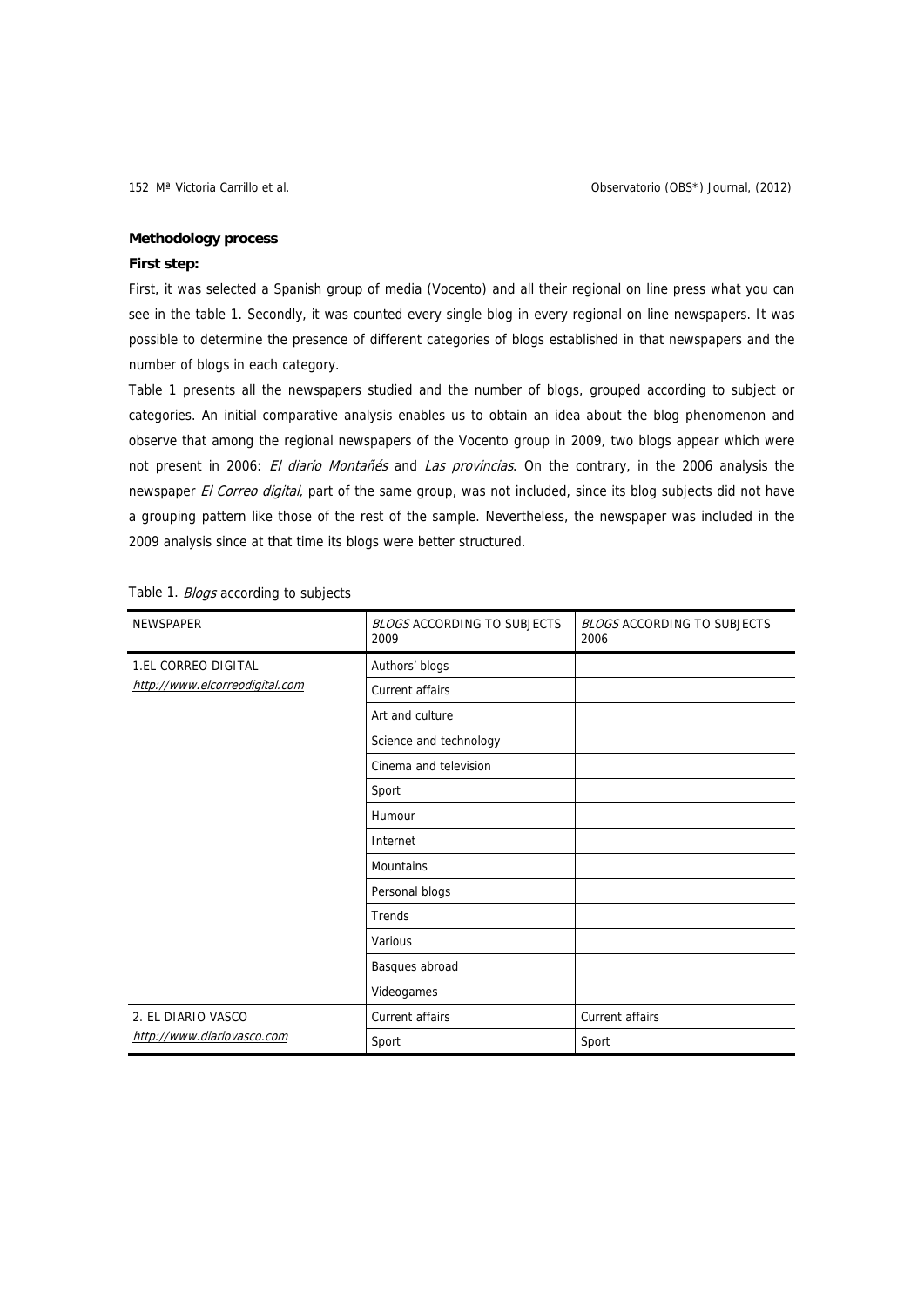**Methodology process**

**First step:**

First, it was selected a Spanish group of media (Vocento) and all their regional on line press what you can see in the table 1. Secondly, it was counted every single blog in every regional on line newspapers. It was possible to determine the presence of different categories of blogs established in that newspapers and the number of blogs in each category.

Table 1 presents all the newspapers studied and the number of blogs, grouped according to subject or categories. An initial comparative analysis enables us to obtain an idea about the blog phenomenon and observe that among the regional newspapers of the Vocento group in 2009, two blogs appear which were not present in 2006: *El diario Montañés* and *Las provincias*. On the contrary, in the 2006 analysis the newspaper *El Correo digital,* part of the same group, was not included, since its blog subjects did not have a grouping pattern like those of the rest of the sample. Nevertheless, the newspaper was included in the 2009 analysis since at that time its blogs were better structured.

Table 1. *Blogs* according to subjects

| NEWSPAPER | *BLOGS* ACCORDING TO SUBJECTS 2009 | *BLOGS* ACCORDING TO SUBJECTS 2006 |
|---|---|---|
| 1.EL CORREO DIGITAL http://www.elcorreodigital.com | Authors' blogs | |
| | Current affairs | |
| | Art and culture | |
| | Science and technology | |
| | Cinema and television | |
| | Sport | |
| | Humour | |
| | Internet | |
| | Mountains | |
| | Personal blogs | |
| | Trends | |
| | Various | |
| | Basques abroad | |
| | Videogames | |
| 2. EL DIARIO VASCO http://www.diariovasco.com | Current affairs | Current affairs |
| | Sport | Sport |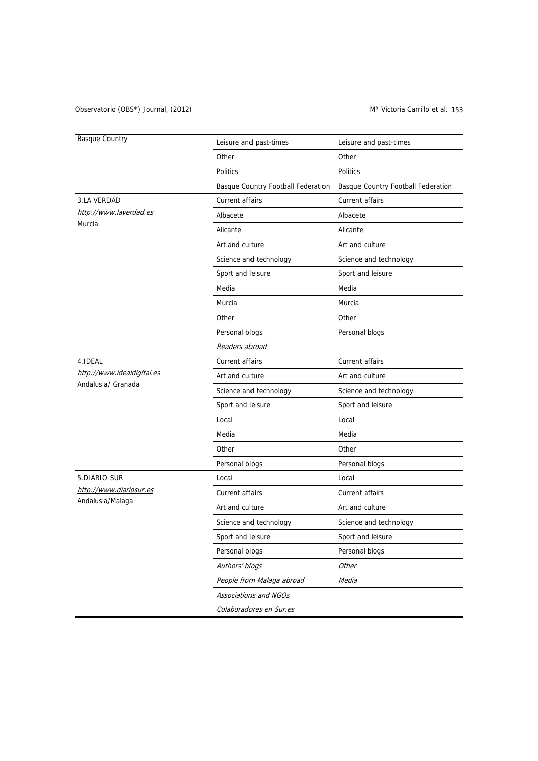| | | |
|---|---|---|
| Basque Country | Leisure and past-times | Leisure and past-times |
| | Other | Other |
| | Politics | Politics |
| | Basque Country Football Federation | Basque Country Football Federation |
| 3.LA VERDAD<br>http://www.laverdad.es<br>Murcia | Current affairs | Current affairs |
| | Albacete | Albacete |
| | Alicante | Alicante |
| | Art and culture | Art and culture |
| | Science and technology | Science and technology |
| | Sport and leisure | Sport and leisure |
| | Media | Media |
| | Murcia | Murcia |
| | Other | Other |
| | Personal blogs | Personal blogs |
| | *Readers abroad* | |
| 4.IDEAL<br>http://www.idealdigital.es<br>Andalusia/ Granada | Current affairs | Current affairs |
| | Art and culture | Art and culture |
| | Science and technology | Science and technology |
| | Sport and leisure | Sport and leisure |
| | Local | Local |
| | Media | Media |
| | Other | Other |
| | Personal blogs | Personal blogs |
| 5.DIARIO SUR<br>http://www.diariosur.es<br>Andalusia/Malaga | Local | Local |
| | Current affairs | Current affairs |
| | Art and culture | Art and culture |
| | Science and technology | Science and technology |
| | Sport and leisure | Sport and leisure |
| | Personal blogs | Personal blogs |
| | *Authors' blogs* | *Other* |
| | *People from Malaga abroad* | *Media* |
| | *Associations and NGOs* | |
| | *Colaboradores en Sur.es* | |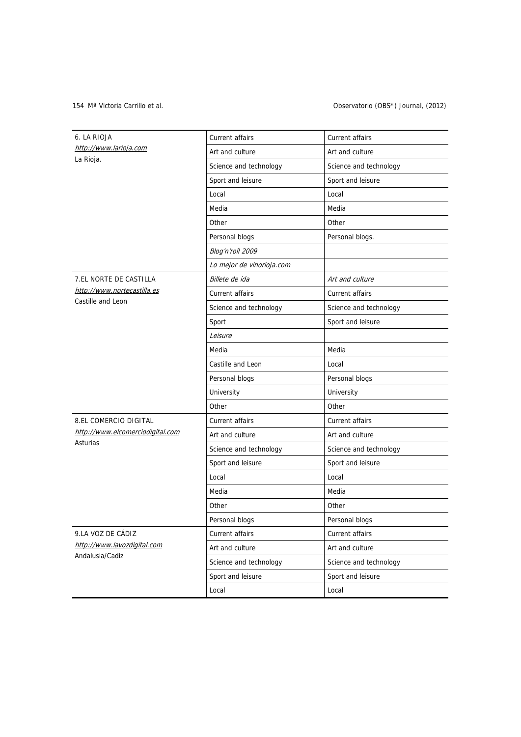| | | |
|---|---|---|
| 6. LA RIOJA<br>*http://www.larioja.com*<br>La Rioja. | Current affairs | Current affairs |
| | Art and culture | Art and culture |
| | Science and technology | Science and technology |
| | Sport and leisure | Sport and leisure |
| | Local | Local |
| | Media | Media |
| | Other | Other |
| | Personal blogs | Personal blogs. |
| | *Blog'n'roll 2009* | |
| | *Lo mejor de vinorioja.com* | |
| 7.EL NORTE DE CASTILLA<br>*http://www.nortecastilla.es*<br>Castille and Leon | *Billete de ida* | *Art and culture* |
| | Current affairs | Current affairs |
| | Science and technology | Science and technology |
| | Sport | Sport and leisure |
| | *Leisure* | |
| | Media | Media |
| | Castille and Leon | Local |
| | Personal blogs | Personal blogs |
| | University | University |
| | Other | Other |
| 8.EL COMERCIO DIGITAL<br>*http://www.elcomerciodigital.com*<br>Asturias | Current affairs | Current affairs |
| | Art and culture | Art and culture |
| | Science and technology | Science and technology |
| | Sport and leisure | Sport and leisure |
| | Local | Local |
| | Media | Media |
| | Other | Other |
| | Personal blogs | Personal blogs |
| 9.LA VOZ DE CÁDIZ<br>*http://www.lavozdigital.com*<br>Andalusia/Cadiz | Current affairs | Current affairs |
| | Art and culture | Art and culture |
| | Science and technology | Science and technology |
| | Sport and leisure | Sport and leisure |
| | Local | Local |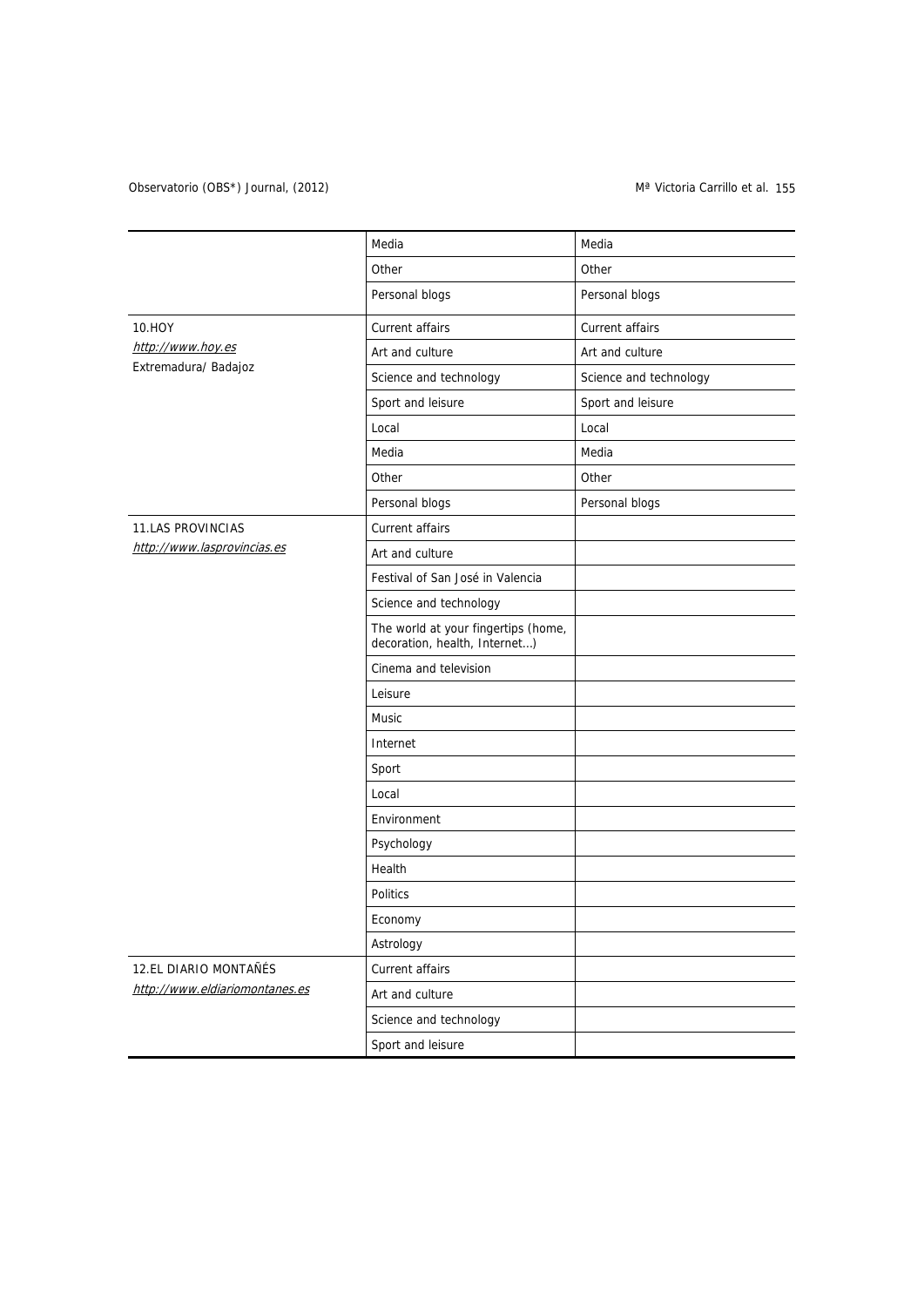| | | |
|---|---|---|
| | Media | Media |
| | Other | Other |
| | Personal blogs | Personal blogs |
| 10.HOY<br>http://www.hoy.es<br>Extremadura/ Badajoz | Current affairs | Current affairs |
| | Art and culture | Art and culture |
| | Science and technology | Science and technology |
| | Sport and leisure | Sport and leisure |
| | Local | Local |
| | Media | Media |
| | Other | Other |
| | Personal blogs | Personal blogs |
| 11.LAS PROVINCIAS<br>http://www.lasprovincias.es | Current affairs | |
| | Art and culture | |
| | Festival of San José in Valencia | |
| | Science and technology | |
| | The world at your fingertips (home, decoration, health, Internet…) | |
| | Cinema and television | |
| | Leisure | |
| | Music | |
| | Internet | |
| | Sport | |
| | Local | |
| | Environment | |
| | Psychology | |
| | Health | |
| | Politics | |
| | Economy | |
| | Astrology | |
| 12.EL DIARIO MONTAÑÉS<br>http://www.eldiariomontanes.es | Current affairs | |
| | Art and culture | |
| | Science and technology | |
| | Sport and leisure | |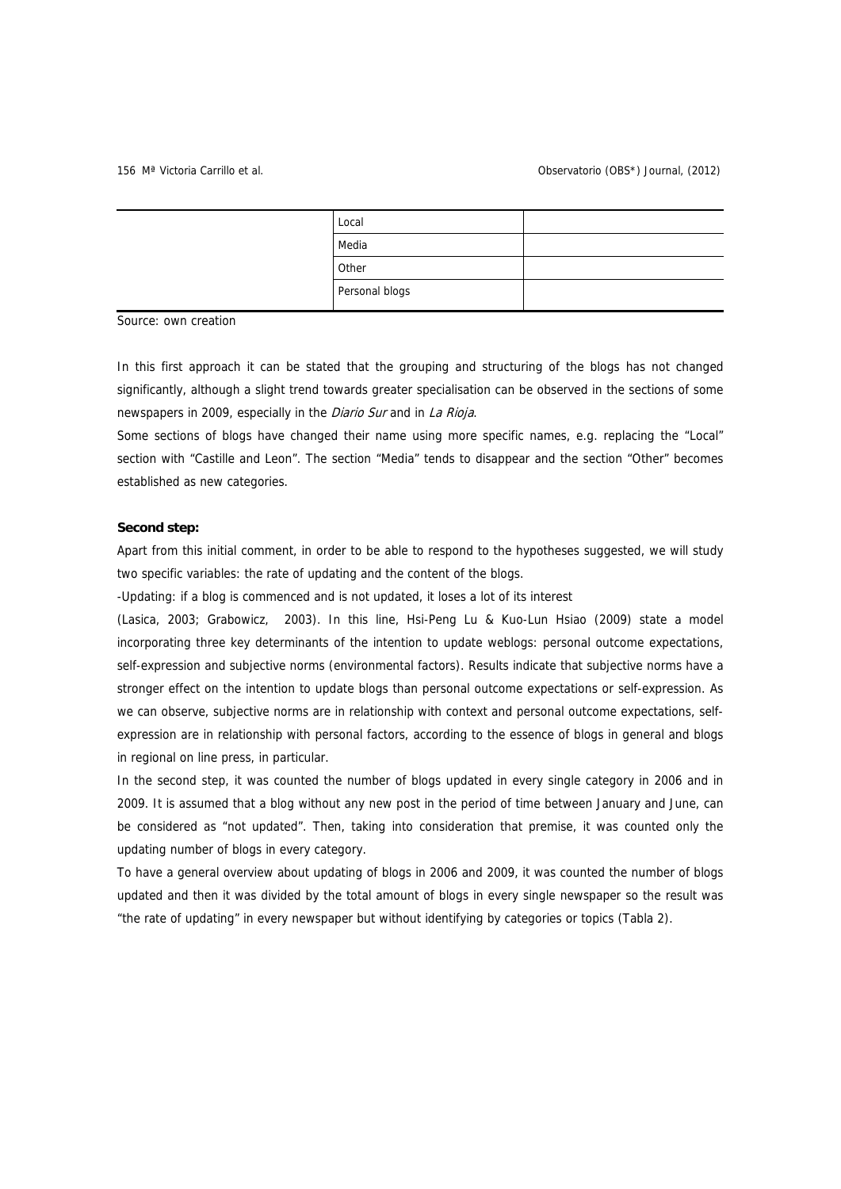|  | Local |  |
| --- | --- | --- |
|  | Media |  |
|  | Other |  |
|  | Personal blogs |  |

Source: own creation

In this first approach it can be stated that the grouping and structuring of the blogs has not changed significantly, although a slight trend towards greater specialisation can be observed in the sections of some newspapers in 2009, especially in the *Diario Sur* and in *La Rioja*.

Some sections of blogs have changed their name using more specific names, e.g. replacing the "Local" section with "Castille and Leon". The section "Media" tends to disappear and the section "Other" becomes established as new categories.

**Second step:**

Apart from this initial comment, in order to be able to respond to the hypotheses suggested, we will study two specific variables: the rate of updating and the content of the blogs.

-Updating: if a blog is commenced and is not updated, it loses a lot of its interest (Lasica, 2003; Grabowicz, 2003). In this line, Hsi-Peng Lu & Kuo-Lun Hsiao (2009) state a model incorporating three key determinants of the intention to update weblogs: personal outcome expectations, self-expression and subjective norms (environmental factors). Results indicate that subjective norms have a stronger effect on the intention to update blogs than personal outcome expectations or self-expression. As we can observe, subjective norms are in relationship with context and personal outcome expectations, self-expression are in relationship with personal factors, according to the essence of blogs in general and blogs in regional on line press, in particular.

In the second step, it was counted the number of blogs updated in every single category in 2006 and in 2009. It is assumed that a blog without any new post in the period of time between January and June, can be considered as "not updated". Then, taking into consideration that premise, it was counted only the updating number of blogs in every category.

To have a general overview about updating of blogs in 2006 and 2009, it was counted the number of blogs updated and then it was divided by the total amount of blogs in every single newspaper so the result was "the rate of updating" in every newspaper but without identifying by categories or topics (Tabla 2).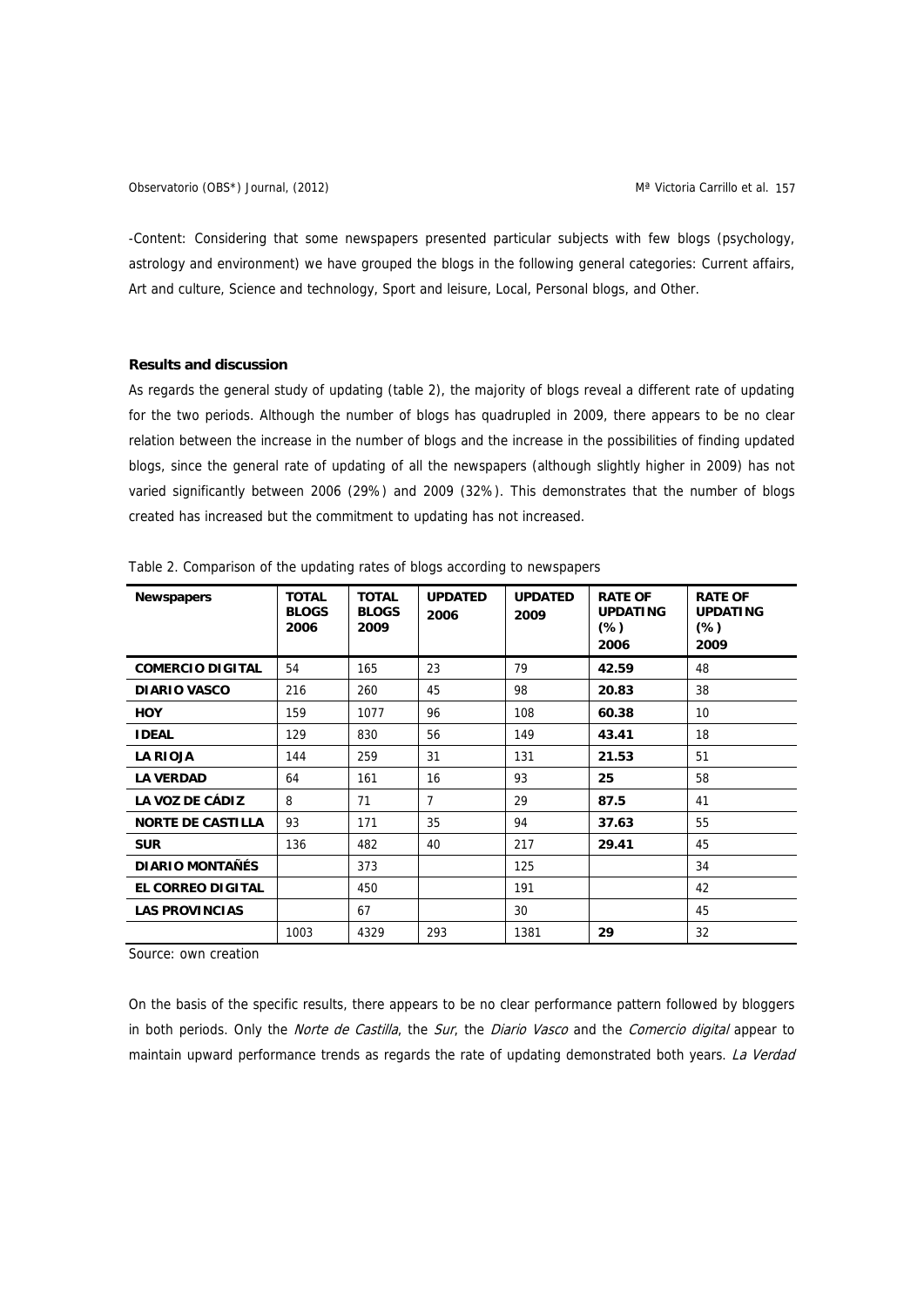-Content: Considering that some newspapers presented particular subjects with few blogs (psychology, astrology and environment) we have grouped the blogs in the following general categories: Current affairs, Art and culture, Science and technology, Sport and leisure, Local, Personal blogs, and Other.

## Results and discussion

As regards the general study of updating (table 2), the majority of blogs reveal a different rate of updating for the two periods. Although the number of blogs has quadrupled in 2009, there appears to be no clear relation between the increase in the number of blogs and the increase in the possibilities of finding updated blogs, since the general rate of updating of all the newspapers (although slightly higher in 2009) has not varied significantly between 2006 (29%) and 2009 (32%). This demonstrates that the number of blogs created has increased but the commitment to updating has not increased.

Table 2. Comparison of the updating rates of blogs according to newspapers

| Newspapers | TOTAL BLOGS 2006 | TOTAL BLOGS 2009 | UPDATED 2006 | UPDATED 2009 | RATE OF UPDATING (%) 2006 | RATE OF UPDATING (%) 2009 |
|---|---|---|---|---|---|---|
| **COMERCIO DIGITAL** | 54 | 165 | 23 | 79 | **42.59** | 48 |
| **DIARIO VASCO** | 216 | 260 | 45 | 98 | **20.83** | 38 |
| **HOY** | 159 | 1077 | 96 | 108 | **60.38** | 10 |
| **IDEAL** | 129 | 830 | 56 | 149 | **43.41** | 18 |
| **LA RIOJA** | 144 | 259 | 31 | 131 | **21.53** | 51 |
| **LA VERDAD** | 64 | 161 | 16 | 93 | **25** | 58 |
| **LA VOZ DE CÁDIZ** | 8 | 71 | 7 | 29 | **87.5** | 41 |
| **NORTE DE CASTILLA** | 93 | 171 | 35 | 94 | **37.63** | 55 |
| **SUR** | 136 | 482 | 40 | 217 | **29.41** | 45 |
| **DIARIO MONTAÑÉS** | | 373 | | 125 | | 34 |
| **EL CORREO DIGITAL** | | 450 | | 191 | | 42 |
| **LAS PROVINCIAS** | | 67 | | 30 | | 45 |
| | 1003 | 4329 | 293 | 1381 | **29** | 32 |

Source: own creation

On the basis of the specific results, there appears to be no clear performance pattern followed by bloggers in both periods. Only the *Norte de Castilla*, the *Sur*, the *Diario Vasco* and the *Comercio digital* appear to maintain upward performance trends as regards the rate of updating demonstrated both years. *La Verdad*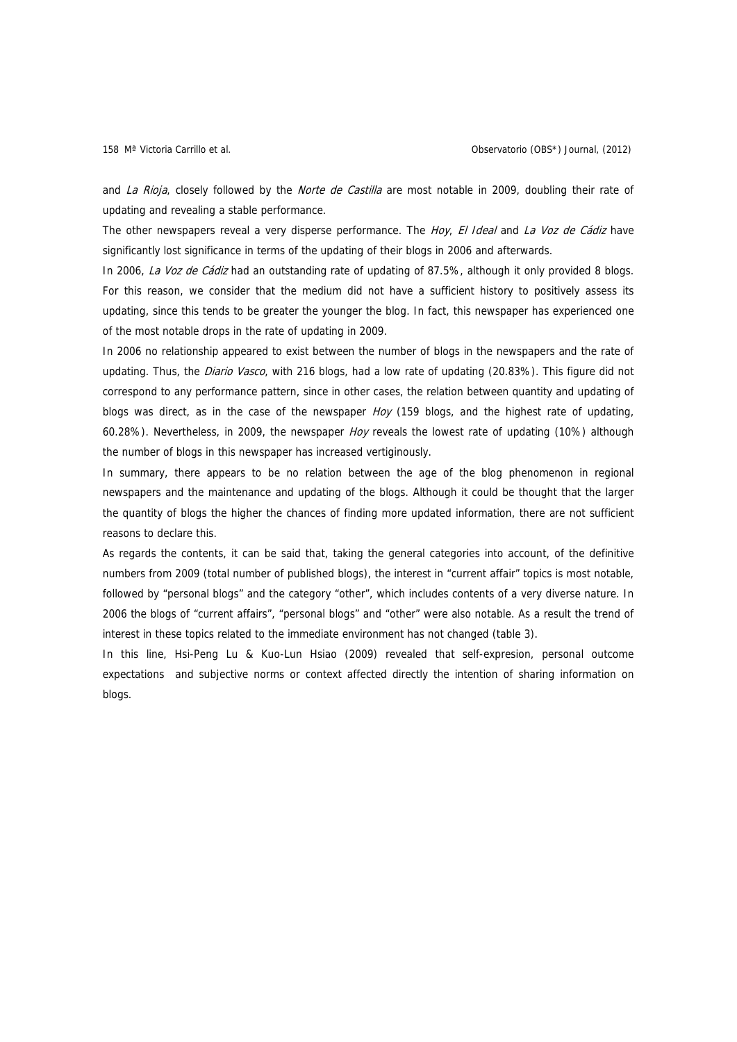and *La Rioja*, closely followed by the *Norte de Castilla* are most notable in 2009, doubling their rate of updating and revealing a stable performance.

The other newspapers reveal a very disperse performance. The *Hoy*, *El Ideal* and *La Voz de Cádiz* have significantly lost significance in terms of the updating of their blogs in 2006 and afterwards.

In 2006, *La Voz de Cádiz* had an outstanding rate of updating of 87.5%, although it only provided 8 blogs. For this reason, we consider that the medium did not have a sufficient history to positively assess its updating, since this tends to be greater the younger the blog. In fact, this newspaper has experienced one of the most notable drops in the rate of updating in 2009.

In 2006 no relationship appeared to exist between the number of blogs in the newspapers and the rate of updating. Thus, the *Diario Vasco*, with 216 blogs, had a low rate of updating (20.83%). This figure did not correspond to any performance pattern, since in other cases, the relation between quantity and updating of blogs was direct, as in the case of the newspaper *Hoy* (159 blogs, and the highest rate of updating, 60.28%). Nevertheless, in 2009, the newspaper *Hoy* reveals the lowest rate of updating (10%) although the number of blogs in this newspaper has increased vertiginously.

In summary, there appears to be no relation between the age of the blog phenomenon in regional newspapers and the maintenance and updating of the blogs. Although it could be thought that the larger the quantity of blogs the higher the chances of finding more updated information, there are not sufficient reasons to declare this.

As regards the contents, it can be said that, taking the general categories into account, of the definitive numbers from 2009 (total number of published blogs), the interest in "current affair" topics is most notable, followed by "personal blogs" and the category "other", which includes contents of a very diverse nature. In 2006 the blogs of "current affairs", "personal blogs" and "other" were also notable. As a result the trend of interest in these topics related to the immediate environment has not changed (table 3).

In this line, Hsi-Peng Lu & Kuo-Lun Hsiao (2009) revealed that self-expresion, personal outcome expectations and subjective norms or context affected directly the intention of sharing information on blogs.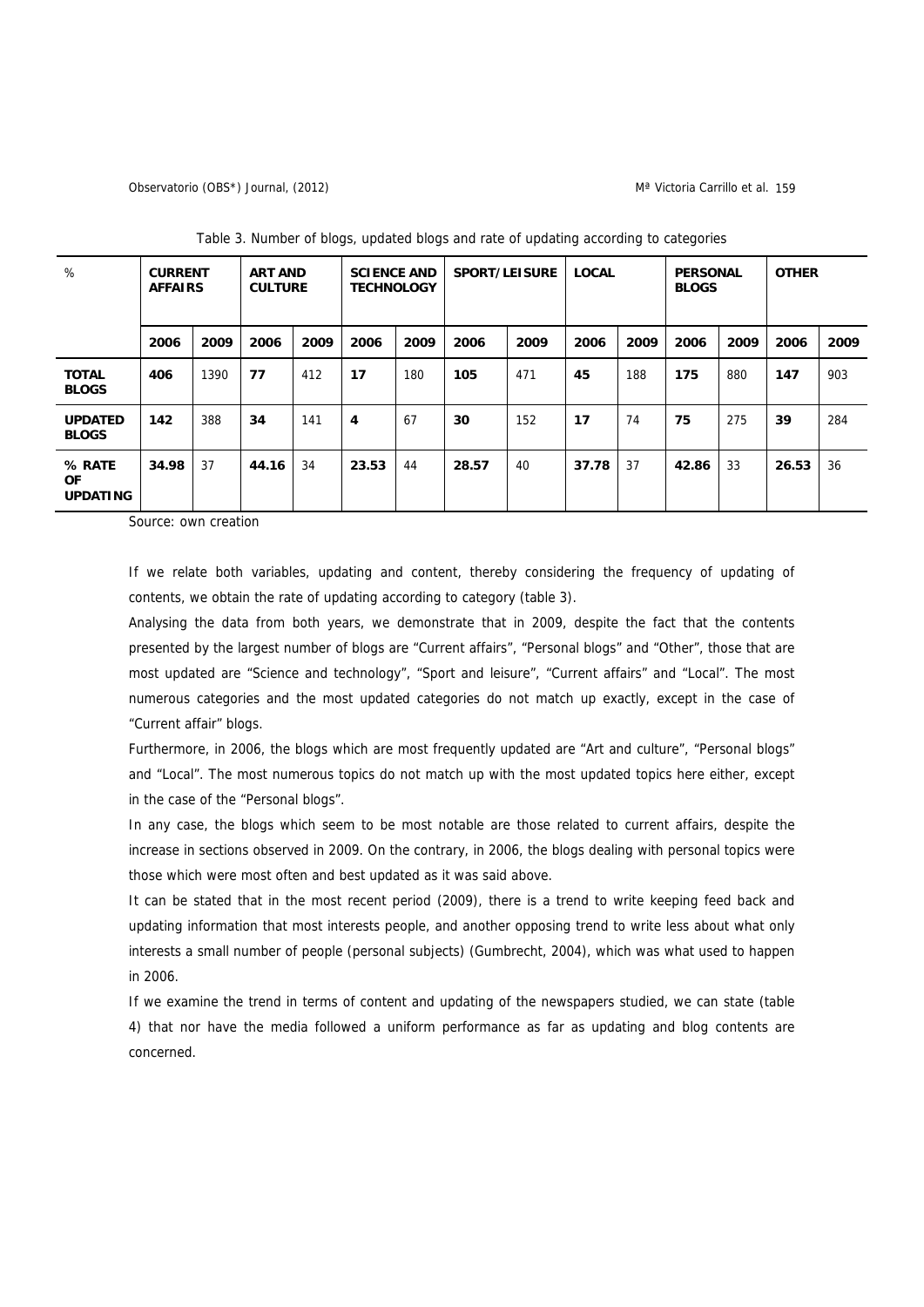Table 3. Number of blogs, updated blogs and rate of updating according to categories

| % | CURRENT AFFAIRS | | ART AND CULTURE | | SCIENCE AND TECHNOLOGY | | SPORT/LEISURE | | LOCAL | | PERSONAL BLOGS | | OTHER | |
|---|---|---|---|---|---|---|---|---|---|---|---|---|---|---|
| | 2006 | 2009 | 2006 | 2009 | 2006 | 2009 | 2006 | 2009 | 2006 | 2009 | 2006 | 2009 | 2006 | 2009 |
| **TOTAL BLOGS** | **406** | 1390 | **77** | 412 | **17** | 180 | **105** | 471 | **45** | 188 | **175** | 880 | **147** | 903 |
| **UPDATED BLOGS** | **142** | 388 | **34** | 141 | **4** | 67 | **30** | 152 | **17** | 74 | **75** | 275 | **39** | 284 |
| **% RATE OF UPDATING** | **34.98** | 37 | **44.16** | 34 | **23.53** | 44 | **28.57** | 40 | **37.78** | 37 | **42.86** | 33 | **26.53** | 36 |

Source: own creation

If we relate both variables, updating and content, thereby considering the frequency of updating of contents, we obtain the rate of updating according to category (table 3).

Analysing the data from both years, we demonstrate that in 2009, despite the fact that the contents presented by the largest number of blogs are "Current affairs", "Personal blogs" and "Other", those that are most updated are "Science and technology", "Sport and leisure", "Current affairs" and "Local". The most numerous categories and the most updated categories do not match up exactly, except in the case of "Current affair" blogs.

Furthermore, in 2006, the blogs which are most frequently updated are "Art and culture", "Personal blogs" and "Local". The most numerous topics do not match up with the most updated topics here either, except in the case of the "Personal blogs".

In any case, the blogs which seem to be most notable are those related to current affairs, despite the increase in sections observed in 2009. On the contrary, in 2006, the blogs dealing with personal topics were those which were most often and best updated as it was said above.

It can be stated that in the most recent period (2009), there is a trend to write keeping feed back and updating information that most interests people, and another opposing trend to write less about what only interests a small number of people (personal subjects) (Gumbrecht, 2004), which was what used to happen in 2006.

If we examine the trend in terms of content and updating of the newspapers studied, we can state (table 4) that nor have the media followed a uniform performance as far as updating and blog contents are concerned.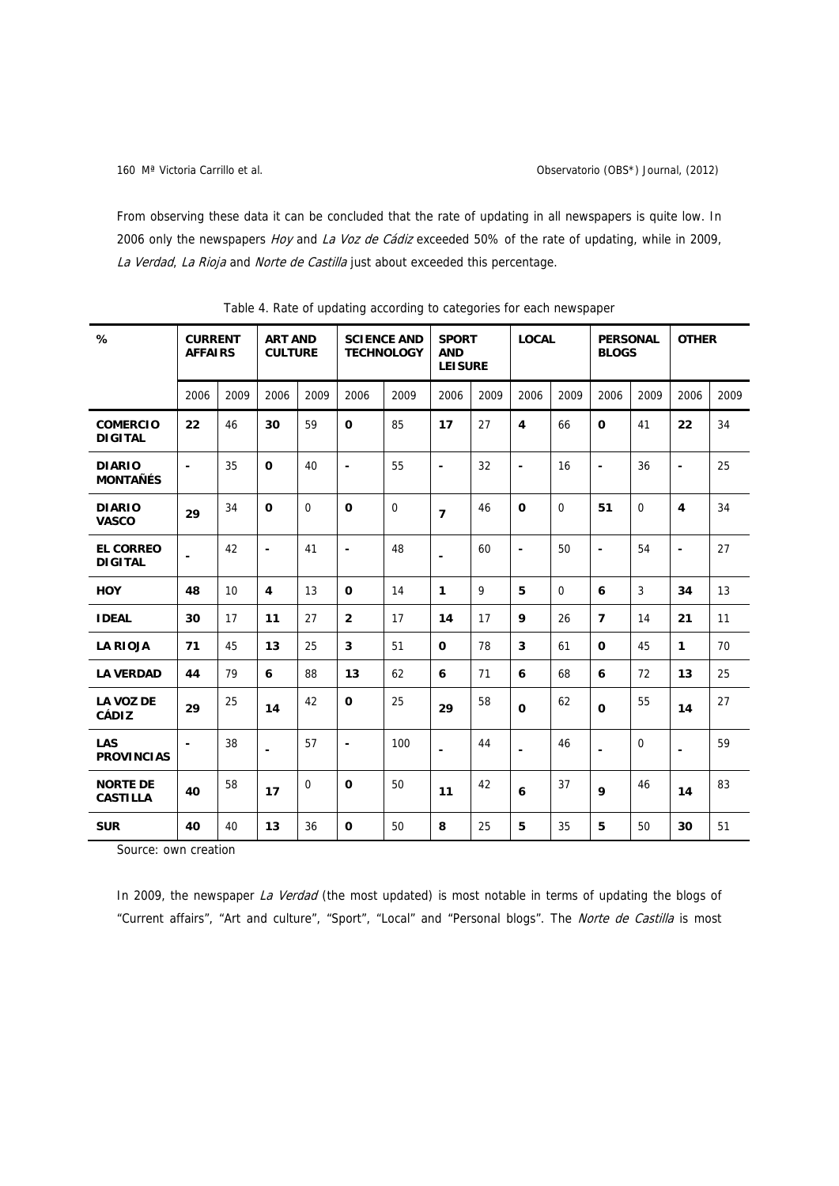From observing these data it can be concluded that the rate of updating in all newspapers is quite low. In 2006 only the newspapers *Hoy* and *La Voz de Cádiz* exceeded 50% of the rate of updating, while in 2009, *La Verdad*, *La Rioja* and *Norte de Castilla* just about exceeded this percentage.

Table 4. Rate of updating according to categories for each newspaper

| % | CURRENT AFFAIRS | | ART AND CULTURE | | SCIENCE AND TECHNOLOGY | | SPORT AND LEISURE | | LOCAL | | PERSONAL BLOGS | | OTHER | |
|---|---|---|---|---|---|---|---|---|---|---|---|---|---|---|
| | 2006 | 2009 | 2006 | 2009 | 2006 | 2009 | 2006 | 2009 | 2006 | 2009 | 2006 | 2009 | 2006 | 2009 |
| **COMERCIO DIGITAL** | **22** | 46 | **30** | 59 | **0** | 85 | **17** | 27 | **4** | 66 | **0** | 41 | **22** | 34 |
| **DIARIO MONTAÑÉS** | **-** | 35 | **0** | 40 | **-** | 55 | **-** | 32 | **-** | 16 | **-** | 36 | **-** | 25 |
| **DIARIO VASCO** | **29** | 34 | **0** | 0 | **0** | 0 | **7** | 46 | **0** | 0 | **51** | 0 | **4** | 34 |
| **EL CORREO DIGITAL** | **-** | 42 | **-** | 41 | **-** | 48 | **-** | 60 | **-** | 50 | **-** | 54 | **-** | 27 |
| **HOY** | **48** | 10 | **4** | 13 | **0** | 14 | **1** | 9 | **5** | 0 | **6** | 3 | **34** | 13 |
| **IDEAL** | **30** | 17 | **11** | 27 | **2** | 17 | **14** | 17 | **9** | 26 | **7** | 14 | **21** | 11 |
| **LA RIOJA** | **71** | 45 | **13** | 25 | **3** | 51 | **0** | 78 | **3** | 61 | **0** | 45 | **1** | 70 |
| **LA VERDAD** | **44** | 79 | **6** | 88 | **13** | 62 | **6** | 71 | **6** | 68 | **6** | 72 | **13** | 25 |
| **LA VOZ DE CÁDIZ** | **29** | 25 | **14** | 42 | **0** | 25 | **29** | 58 | **0** | 62 | **0** | 55 | **14** | 27 |
| **LAS PROVINCIAS** | **-** | 38 | **-** | 57 | **-** | 100 | **-** | 44 | **-** | 46 | **-** | 0 | **-** | 59 |
| **NORTE DE CASTILLA** | **40** | 58 | **17** | 0 | **0** | 50 | **11** | 42 | **6** | 37 | **9** | 46 | **14** | 83 |
| **SUR** | **40** | 40 | **13** | 36 | **0** | 50 | **8** | 25 | **5** | 35 | **5** | 50 | **30** | 51 |

Source: own creation

In 2009, the newspaper *La Verdad* (the most updated) is most notable in terms of updating the blogs of "Current affairs", "Art and culture", "Sport", "Local" and "Personal blogs". The *Norte de Castilla* is most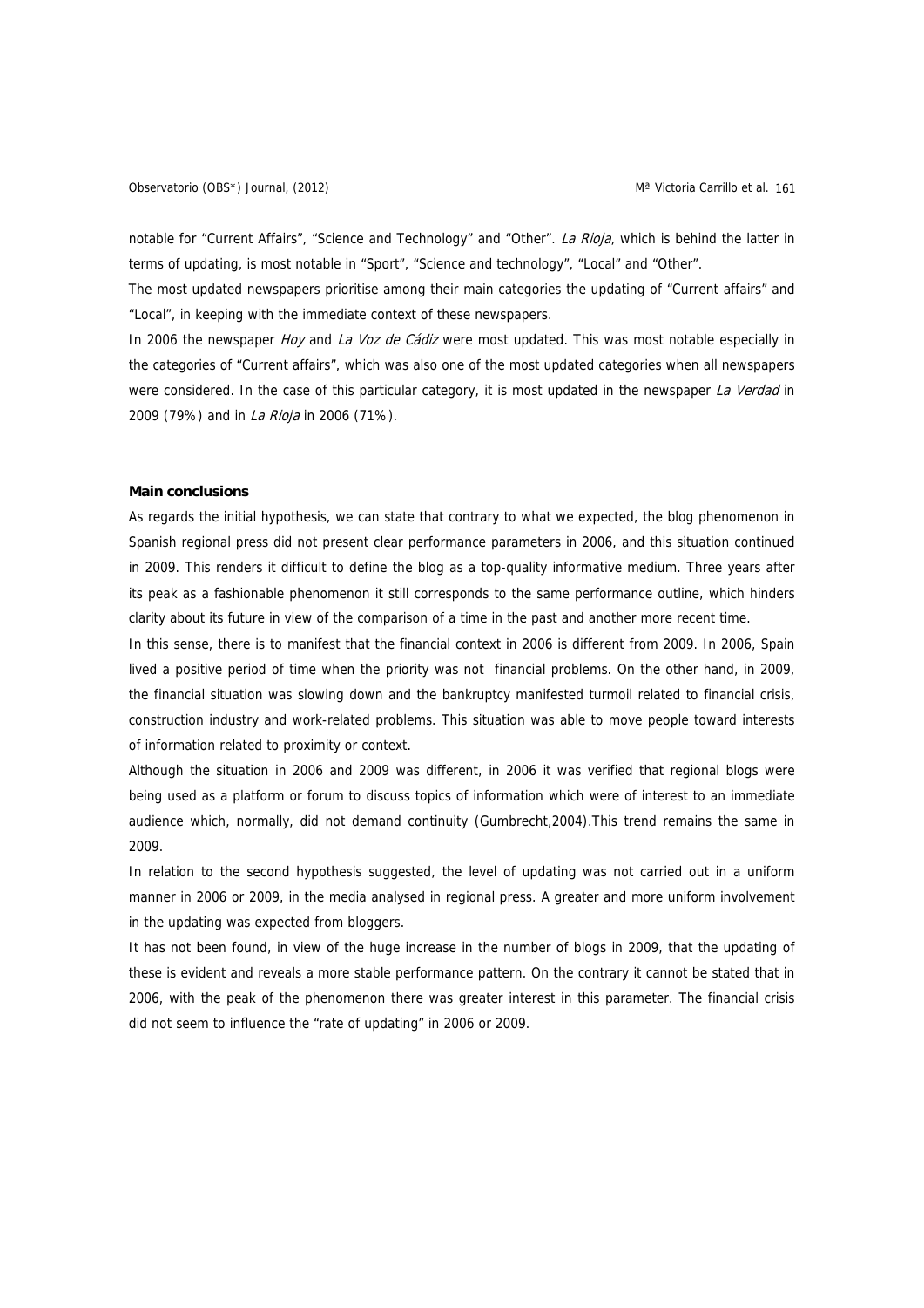notable for “Current Affairs”, “Science and Technology” and “Other”. *La Rioja*, which is behind the latter in terms of updating, is most notable in “Sport”, “Science and technology”, “Local” and “Other”.

The most updated newspapers prioritise among their main categories the updating of “Current affairs” and “Local”, in keeping with the immediate context of these newspapers.

In 2006 the newspaper *Hoy* and *La Voz de Cádiz* were most updated. This was most notable especially in the categories of “Current affairs”, which was also one of the most updated categories when all newspapers were considered. In the case of this particular category, it is most updated in the newspaper *La Verdad* in 2009 (79%) and in *La Rioja* in 2006 (71%).

**Main conclusions**

As regards the initial hypothesis, we can state that contrary to what we expected, the blog phenomenon in Spanish regional press did not present clear performance parameters in 2006, and this situation continued in 2009. This renders it difficult to define the blog as a top-quality informative medium. Three years after its peak as a fashionable phenomenon it still corresponds to the same performance outline, which hinders clarity about its future in view of the comparison of a time in the past and another more recent time.

In this sense, there is to manifest that the financial context in 2006 is different from 2009. In 2006, Spain lived a positive period of time when the priority was not financial problems. On the other hand, in 2009, the financial situation was slowing down and the bankruptcy manifested turmoil related to financial crisis, construction industry and work-related problems. This situation was able to move people toward interests of information related to proximity or context.

Although the situation in 2006 and 2009 was different, in 2006 it was verified that regional blogs were being used as a platform or forum to discuss topics of information which were of interest to an immediate audience which, normally, did not demand continuity (Gumbrecht,2004).This trend remains the same in 2009.

In relation to the second hypothesis suggested, the level of updating was not carried out in a uniform manner in 2006 or 2009, in the media analysed in regional press. A greater and more uniform involvement in the updating was expected from bloggers.

It has not been found, in view of the huge increase in the number of blogs in 2009, that the updating of these is evident and reveals a more stable performance pattern. On the contrary it cannot be stated that in 2006, with the peak of the phenomenon there was greater interest in this parameter. The financial crisis did not seem to influence the “rate of updating” in 2006 or 2009.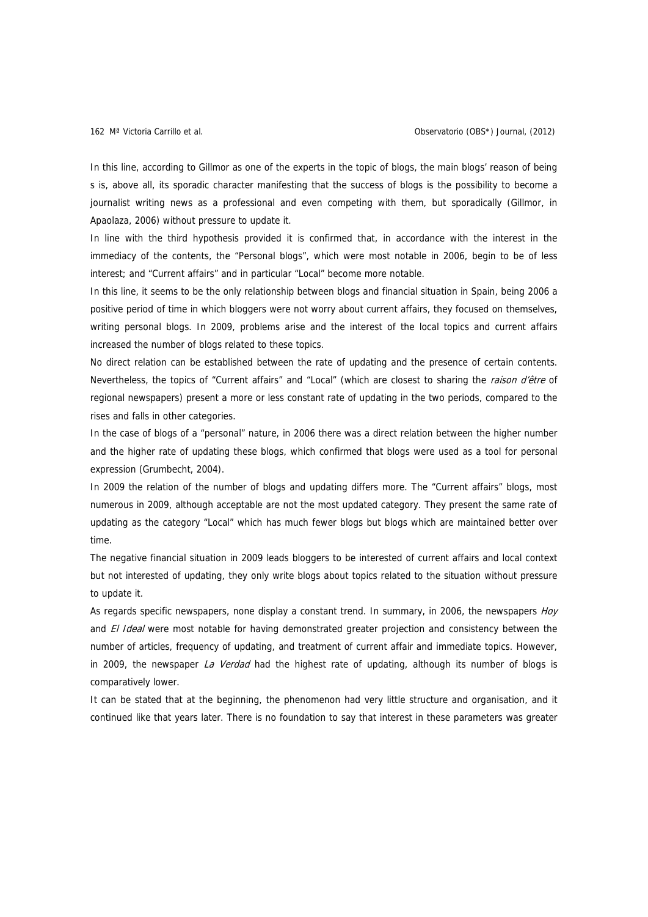In this line, according to Gillmor as one of the experts in the topic of blogs, the main blogs' reason of being s is, above all, its sporadic character manifesting that the success of blogs is the possibility to become a journalist writing news as a professional and even competing with them, but sporadically (Gillmor, in Apaolaza, 2006) without pressure to update it.

In line with the third hypothesis provided it is confirmed that, in accordance with the interest in the immediacy of the contents, the "Personal blogs", which were most notable in 2006, begin to be of less interest; and "Current affairs" and in particular "Local" become more notable.

In this line, it seems to be the only relationship between blogs and financial situation in Spain, being 2006 a positive period of time in which bloggers were not worry about current affairs, they focused on themselves, writing personal blogs. In 2009, problems arise and the interest of the local topics and current affairs increased the number of blogs related to these topics.

No direct relation can be established between the rate of updating and the presence of certain contents. Nevertheless, the topics of "Current affairs" and "Local" (which are closest to sharing the *raison d'être* of regional newspapers) present a more or less constant rate of updating in the two periods, compared to the rises and falls in other categories.

In the case of blogs of a "personal" nature, in 2006 there was a direct relation between the higher number and the higher rate of updating these blogs, which confirmed that blogs were used as a tool for personal expression (Grumbecht, 2004).

In 2009 the relation of the number of blogs and updating differs more. The "Current affairs" blogs, most numerous in 2009, although acceptable are not the most updated category. They present the same rate of updating as the category "Local" which has much fewer blogs but blogs which are maintained better over time.

The negative financial situation in 2009 leads bloggers to be interested of current affairs and local context but not interested of updating, they only write blogs about topics related to the situation without pressure to update it.

As regards specific newspapers, none display a constant trend. In summary, in 2006, the newspapers *Hoy* and *El Ideal* were most notable for having demonstrated greater projection and consistency between the number of articles, frequency of updating, and treatment of current affair and immediate topics. However, in 2009, the newspaper *La Verdad* had the highest rate of updating, although its number of blogs is comparatively lower.

It can be stated that at the beginning, the phenomenon had very little structure and organisation, and it continued like that years later. There is no foundation to say that interest in these parameters was greater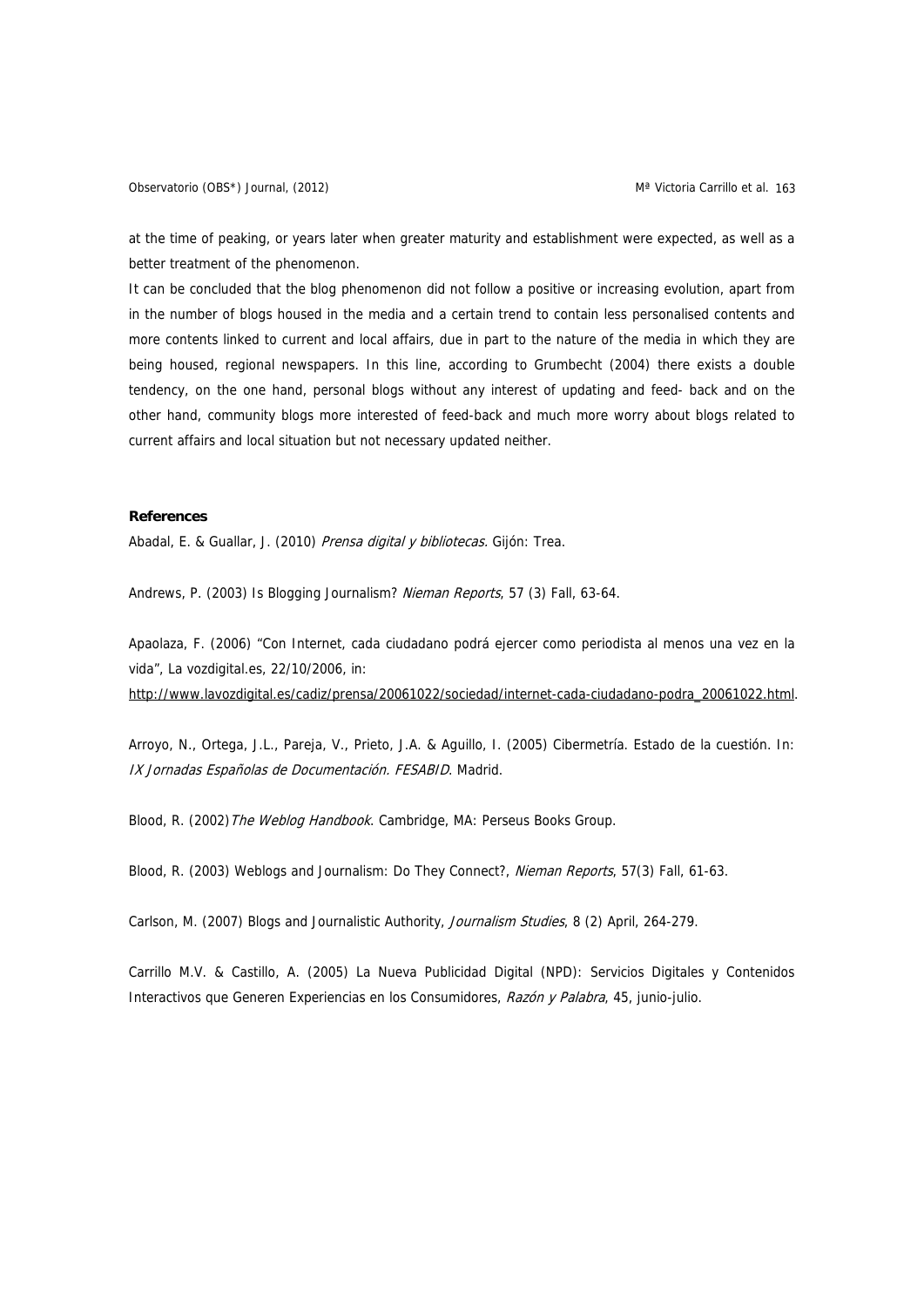at the time of peaking, or years later when greater maturity and establishment were expected, as well as a better treatment of the phenomenon.

It can be concluded that the blog phenomenon did not follow a positive or increasing evolution, apart from in the number of blogs housed in the media and a certain trend to contain less personalised contents and more contents linked to current and local affairs, due in part to the nature of the media in which they are being housed, regional newspapers. In this line, according to Grumbecht (2004) there exists a double tendency, on the one hand, personal blogs without any interest of updating and feed- back and on the other hand, community blogs more interested of feed-back and much more worry about blogs related to current affairs and local situation but not necessary updated neither.

**References**

Abadal, E. & Guallar, J. (2010) *Prensa digital y bibliotecas*. Gijón: Trea.

Andrews, P. (2003) Is Blogging Journalism? *Nieman Reports*, 57 (3) Fall, 63-64.

Apaolaza, F. (2006) "Con Internet, cada ciudadano podrá ejercer como periodista al menos una vez en la vida", La vozdigital.es, 22/10/2006, in: http://www.lavozdigital.es/cadiz/prensa/20061022/sociedad/internet-cada-ciudadano-podra_20061022.html.

Arroyo, N., Ortega, J.L., Pareja, V., Prieto, J.A. & Aguillo, I. (2005) Cibermetría. Estado de la cuestión. In: *IX Jornadas Españolas de Documentación. FESABID*. Madrid.

Blood, R. (2002) *The Weblog Handbook*. Cambridge, MA: Perseus Books Group.

Blood, R. (2003) Weblogs and Journalism: Do They Connect?, *Nieman Reports*, 57(3) Fall, 61-63.

Carlson, M. (2007) Blogs and Journalistic Authority, *Journalism Studies*, 8 (2) April, 264-279.

Carrillo M.V. & Castillo, A. (2005) La Nueva Publicidad Digital (NPD): Servicios Digitales y Contenidos Interactivos que Generen Experiencias en los Consumidores, *Razón y Palabra*, 45, junio-julio.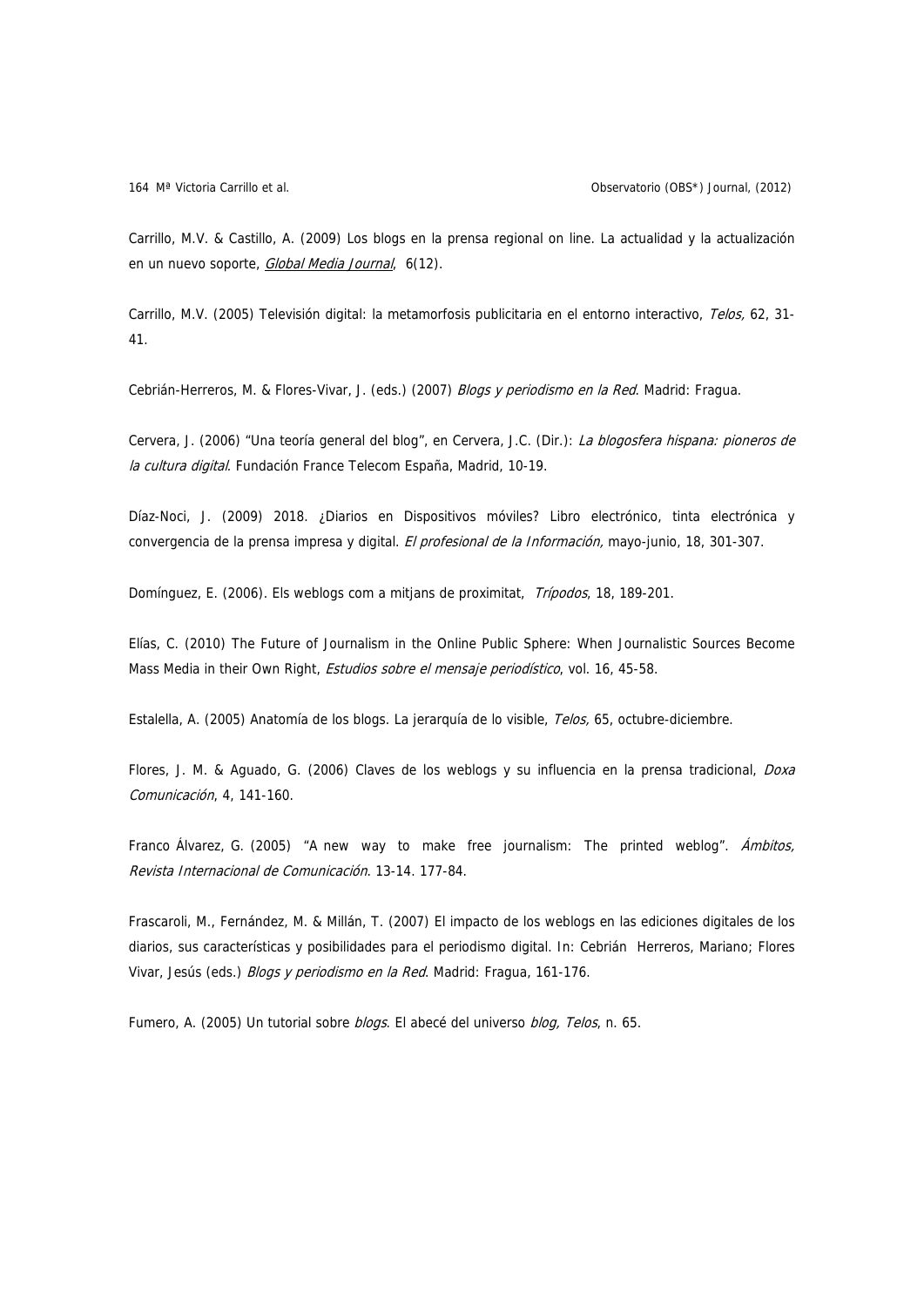Carrillo, M.V. & Castillo, A. (2009) Los blogs en la prensa regional on line. La actualidad y la actualización en un nuevo soporte, *Global Media Journal*, 6(12).

Carrillo, M.V. (2005) Televisión digital: la metamorfosis publicitaria en el entorno interactivo, *Telos,* 62, 31-41.

Cebrián-Herreros, M. & Flores-Vivar, J. (eds.) (2007) *Blogs y periodismo en la Red*. Madrid: Fragua.

Cervera, J. (2006) "Una teoría general del blog", en Cervera, J.C. (Dir.): *La blogosfera hispana: pioneros de la cultura digital*. Fundación France Telecom España, Madrid, 10-19.

Díaz-Noci, J. (2009) 2018. ¿Diarios en Dispositivos móviles? Libro electrónico, tinta electrónica y convergencia de la prensa impresa y digital. *El profesional de la Información,* mayo-junio, 18, 301-307.

Domínguez, E. (2006). Els weblogs com a mitjans de proximitat, *Trípodos*, 18, 189-201.

Elías, C. (2010) The Future of Journalism in the Online Public Sphere: When Journalistic Sources Become Mass Media in their Own Right, *Estudios sobre el mensaje periodístico*, vol. 16, 45-58.

Estalella, A. (2005) Anatomía de los blogs. La jerarquía de lo visible, *Telos,* 65, octubre-diciembre.

Flores, J. M. & Aguado, G. (2006) Claves de los weblogs y su influencia en la prensa tradicional, *Doxa Comunicación*, 4, 141-160.

Franco Álvarez, G. (2005) "A new way to make free journalism: The printed weblog". *Ámbitos, Revista Internacional de Comunicación*. 13-14. 177-84.

Frascaroli, M., Fernández, M. & Millán, T. (2007) El impacto de los weblogs en las ediciones digitales de los diarios, sus características y posibilidades para el periodismo digital. In: Cebrián Herreros, Mariano; Flores Vivar, Jesús (eds.) *Blogs y periodismo en la Red*. Madrid: Fragua, 161-176.

Fumero, A. (2005) Un tutorial sobre *blogs*. El abecé del universo *blog, Telos*, n. 65.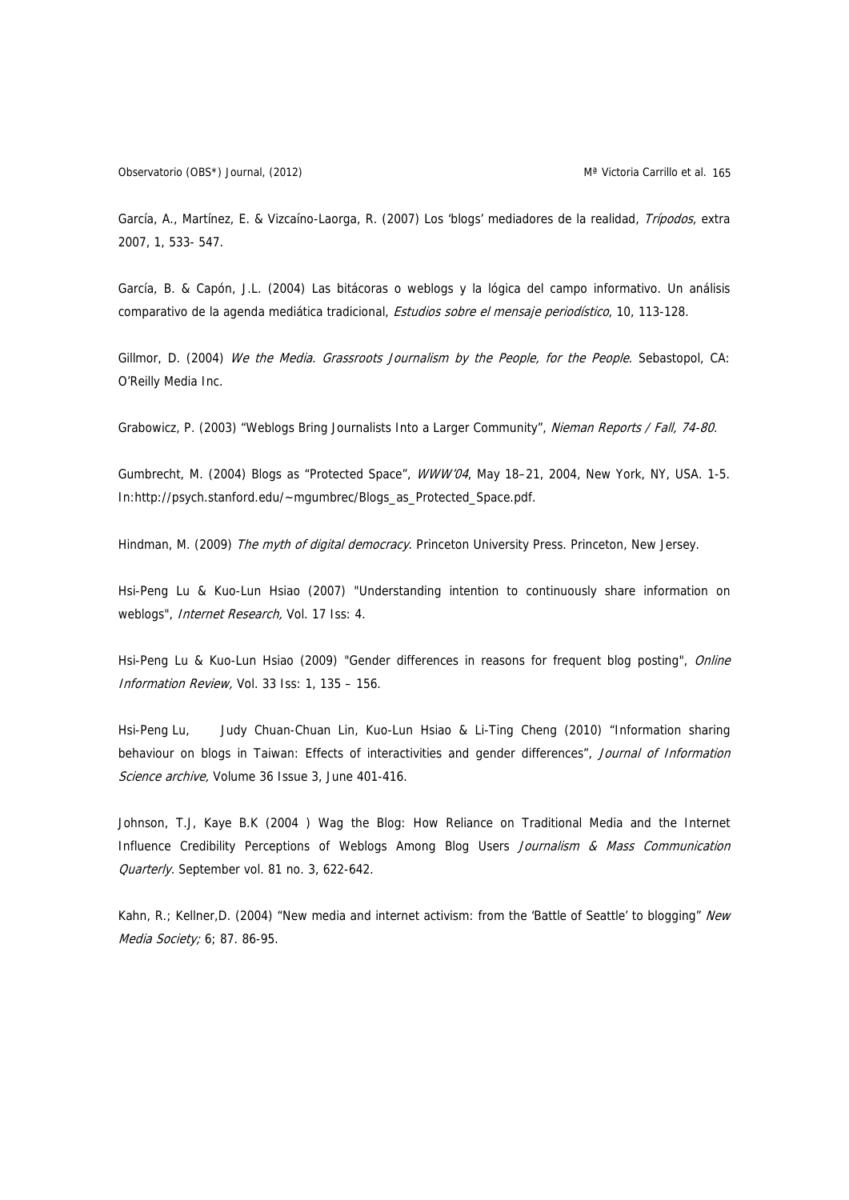García, A., Martínez, E. & Vizcaíno-Laorga, R. (2007) Los 'blogs' mediadores de la realidad, *Trípodos*, extra 2007, 1, 533- 547.

García, B. & Capón, J.L. (2004) Las bitácoras o weblogs y la lógica del campo informativo. Un análisis comparativo de la agenda mediática tradicional, *Estudios sobre el mensaje periodístico*, 10, 113-128.

Gillmor, D. (2004) *We the Media. Grassroots Journalism by the People, for the People*. Sebastopol, CA: O'Reilly Media Inc.

Grabowicz, P. (2003) "Weblogs Bring Journalists Into a Larger Community", *Nieman Reports / Fall, 74-80.*

Gumbrecht, M. (2004) Blogs as "Protected Space", *WWW'04*, May 18–21, 2004, New York, NY, USA. 1-5. In:http://psych.stanford.edu/~mgumbrec/Blogs_as_Protected_Space.pdf.

Hindman, M. (2009) *The myth of digital democracy*. Princeton University Press. Princeton, New Jersey.

Hsi-Peng Lu & Kuo-Lun Hsiao (2007) "Understanding intention to continuously share information on weblogs", *Internet Research,* Vol. 17 Iss: 4.

Hsi-Peng Lu & Kuo-Lun Hsiao (2009) "Gender differences in reasons for frequent blog posting", *Online Information Review,* Vol. 33 Iss: 1, 135 – 156.

Hsi-Peng Lu, Judy Chuan-Chuan Lin, Kuo-Lun Hsiao & Li-Ting Cheng (2010) "Information sharing behaviour on blogs in Taiwan: Effects of interactivities and gender differences", *Journal of Information Science archive,* Volume 36 Issue 3, June 401-416.

Johnson, T.J, Kaye B.K (2004 ) Wag the Blog: How Reliance on Traditional Media and the Internet Influence Credibility Perceptions of Weblogs Among Blog Users *Journalism & Mass Communication Quarterly.* September vol. 81 no. 3, 622-642.

Kahn, R.; Kellner,D. (2004) "New media and internet activism: from the 'Battle of Seattle' to blogging" *New Media Society;* 6; 87. 86-95.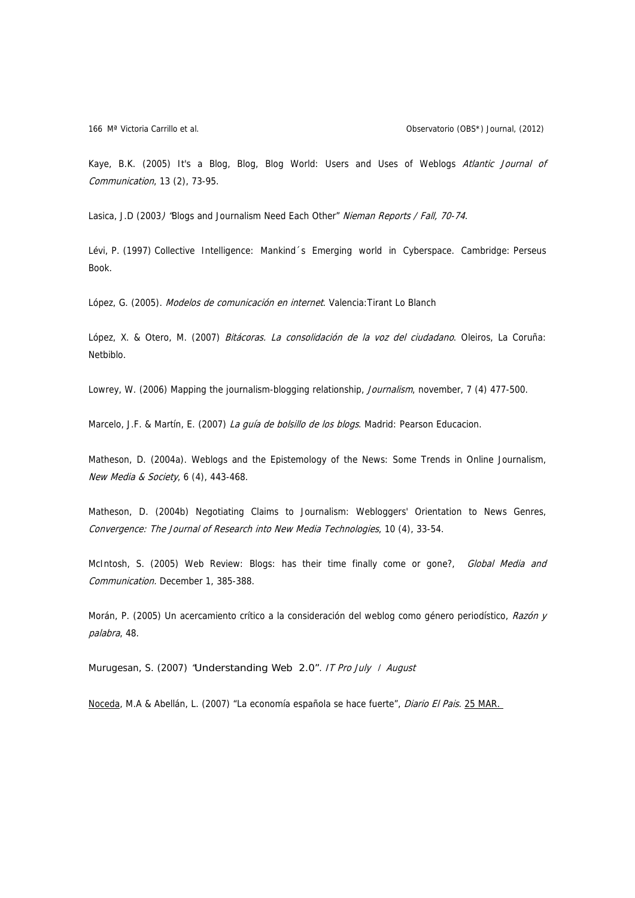Kaye, B.K. (2005) It's a Blog, Blog, Blog World: Users and Uses of Weblogs *Atlantic Journal of Communication*, 13 (2), 73-95.

Lasica, J.D (2003*)* "Blogs and Journalism Need Each Other" *Nieman Reports / Fall, 70-74.*

Lévi, P. (1997) Collective Intelligence: Mankind´s Emerging world in Cyberspace. Cambridge: Perseus Book.

López, G. (2005). *Modelos de comunicación en internet*. Valencia:Tirant Lo Blanch

López, X. & Otero, M. (2007) *Bitácoras. La consolidación de la voz del ciudadano*. Oleiros, La Coruña: Netbiblo.

Lowrey, W. (2006) Mapping the journalism-blogging relationship, *Journalism*, november, 7 (4) 477-500.

Marcelo, J.F. & Martín, E. (2007) *La guía de bolsillo de los blogs*. Madrid: Pearson Educacion.

Matheson, D. (2004a). Weblogs and the Epistemology of the News: Some Trends in Online Journalism, *New Media & Society*, 6 (4), 443-468.

Matheson, D. (2004b) Negotiating Claims to Journalism: Webloggers' Orientation to News Genres, *Convergence: The Journal of Research into New Media Technologies*, 10 (4), 33-54.

McIntosh, S. (2005) Web Review: Blogs: has their time finally come or gone?, *Global Media and Communication.* December 1, 385-388.

Morán, P. (2005) Un acercamiento crítico a la consideración del weblog como género periodístico, *Razón y palabra*, 48.

Murugesan, S. (2007) "Understanding Web 2.0". *IT Pro July / August*

Noceda, M.A & Abellán, L. (2007) "La economía española se hace fuerte", *Diario El Pais*. 25 MAR.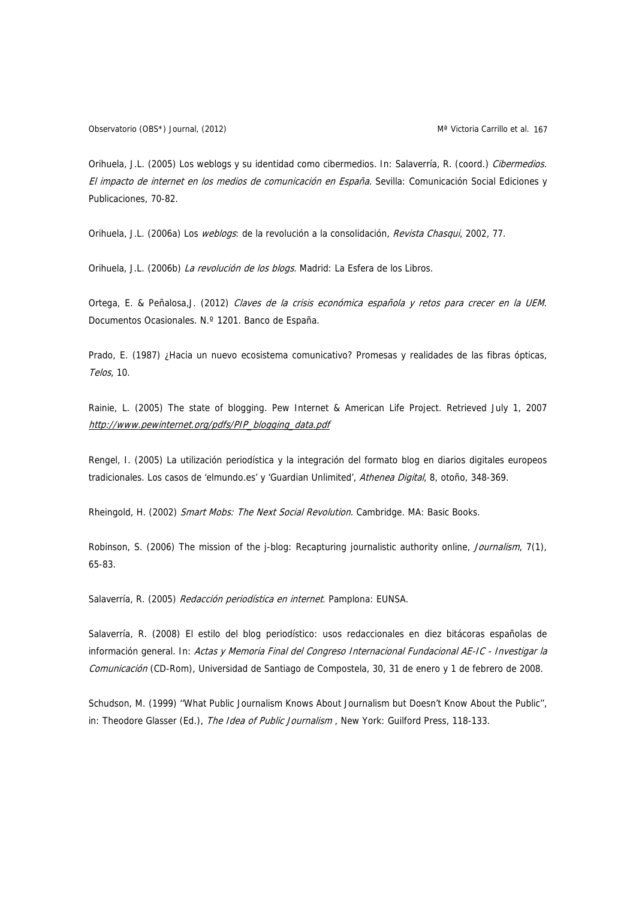Orihuela, J.L. (2005) Los weblogs y su identidad como cibermedios. In: Salaverría, R. (coord.) *Cibermedios. El impacto de internet en los medios de comunicación en España.* Sevilla: Comunicación Social Ediciones y Publicaciones, 70-82.

Orihuela, J.L. (2006a) Los *weblogs*: de la revolución a la consolidación, *Revista Chasqui*, 2002, 77.

Orihuela, J.L. (2006b) *La revolución de los blogs.* Madrid: La Esfera de los Libros.

Ortega, E. & Peñalosa,J. (2012) *Claves de la crisis económica española y retos para crecer en la UEM*. Documentos Ocasionales. N.º 1201. Banco de España.

Prado, E. (1987) ¿Hacia un nuevo ecosistema comunicativo? Promesas y realidades de las fibras ópticas, *Telos*, 10.

Rainie, L. (2005) The state of blogging. Pew Internet & American Life Project. Retrieved July 1, 2007 *http://www.pewinternet.org/pdfs/PIP_blogging_data.pdf*

Rengel, I. (2005) La utilización periodística y la integración del formato blog en diarios digitales europeos tradicionales. Los casos de 'elmundo.es' y 'Guardian Unlimited', *Athenea Digital*, 8, otoño, 348-369.

Rheingold, H. (2002) *Smart Mobs: The Next Social Revolution*. Cambridge. MA: Basic Books.

Robinson, S. (2006) The mission of the j-blog: Recapturing journalistic authority online, *Journalism*, 7(1), 65-83.

Salaverría, R. (2005) *Redacción periodística en internet*. Pamplona: EUNSA.

Salaverría, R. (2008) El estilo del blog periodístico: usos redaccionales en diez bitácoras españolas de información general. In: *Actas y Memoria Final del Congreso Internacional Fundacional AE-IC - Investigar la Comunicación* (CD-Rom), Universidad de Santiago de Compostela, 30, 31 de enero y 1 de febrero de 2008.

Schudson, M. (1999) ''What Public Journalism Knows About Journalism but Doesn't Know About the Public'', in: Theodore Glasser (Ed.), *The Idea of Public Journalism* , New York: Guilford Press, 118-133.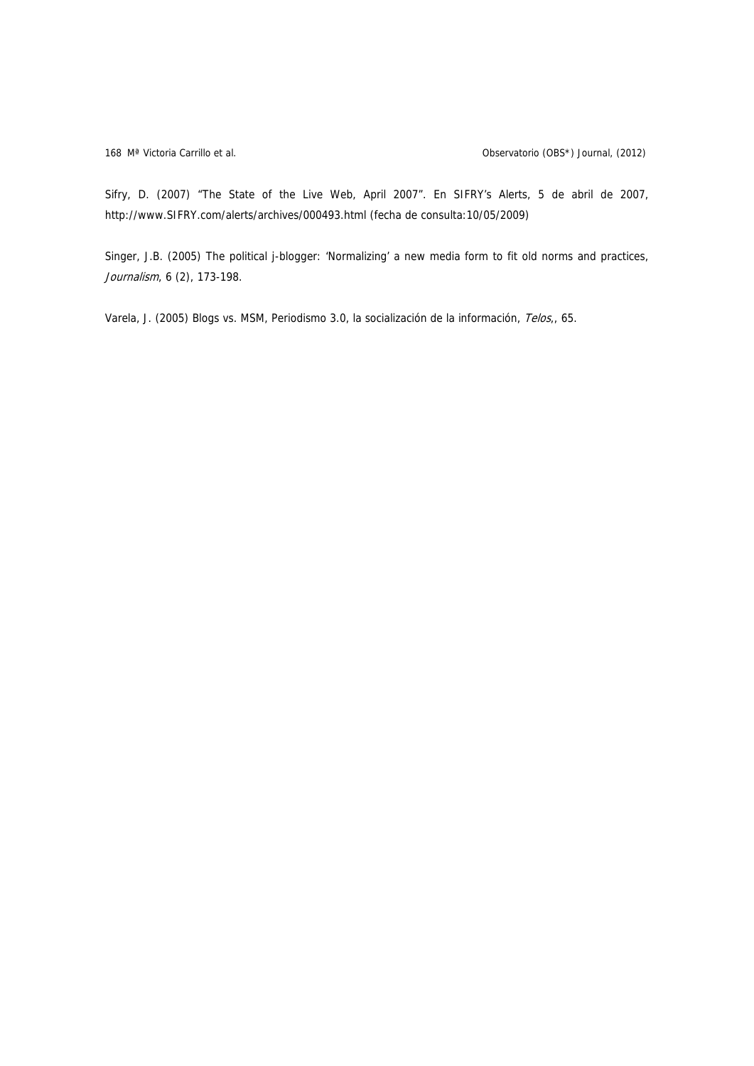Sifry, D. (2007) “The State of the Live Web, April 2007”. En SIFRY’s Alerts, 5 de abril de 2007, http://www.SIFRY.com/alerts/archives/000493.html (fecha de consulta:10/05/2009)

Singer, J.B. (2005) The political j-blogger: ‘Normalizing’ a new media form to fit old norms and practices, *Journalism*, 6 (2), 173-198.

Varela, J. (2005) Blogs vs. MSM, Periodismo 3.0, la socialización de la información, *Telos*,, 65.